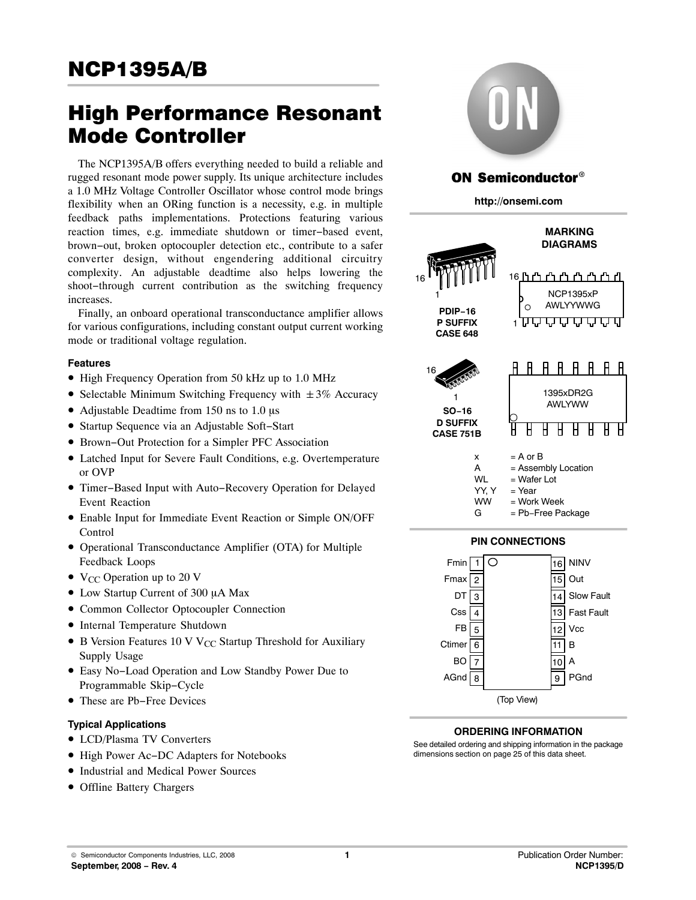# NCP1395A/B

## High Performance Resonant Mode Controller

The NCP1395A/B offers everything needed to build a reliable and rugged resonant mode power supply. Its unique architecture includes a 1.0 MHz Voltage Controller Oscillator whose control mode brings flexibility when an ORing function is a necessity, e.g. in multiple feedback paths implementations. Protections featuring various reaction times, e.g. immediate shutdown or timer−based event, brown−out, broken optocoupler detection etc., contribute to a safer converter design, without engendering additional circuitry complexity. An adjustable deadtime also helps lowering the shoot−through current contribution as the switching frequency increases.

Finally, an onboard operational transconductance amplifier allows for various configurations, including constant output current working mode or traditional voltage regulation.

### Features

- High Frequency Operation from 50 kHz up to 1.0 MHz
- Selectable Minimum Switching Frequency with ±3% Accuracy
- Adjustable Deadtime from 150 ns to 1.0 μs
- Startup Sequence via an Adjustable Soft−Start
- Brown−Out Protection for a Simpler PFC Association
- Latched Input for Severe Fault Conditions, e.g. Overtemperature or OVP
- Timer−Based Input with Auto−Recovery Operation for Delayed Event Reaction
- Enable Input for Immediate Event Reaction or Simple ON/OFF Control
- Operational Transconductance Amplifier (OTA) for Multiple Feedback Loops
- $V_{CC}$ Operation up to 20 V
- Low Startup Current of 300 μA Max
- Common Collector Optocoupler Connection
- Internal Temperature Shutdown
- B Version Features 10 V $V_{CC}$ Startup Threshold for Auxiliary Supply Usage
- Easy No−Load Operation and Low Standby Power Due to Programmable Skip−Cycle
- These are Pb−Free Devices

### Typical Applications

- LCD/Plasma TV Converters
- High Power Ac−Dc Adapters for Notebooks
- Industrial and Medical Power Sources
- Offline Battery Chargers

**ON Semiconductor®**

**http://onsemi.com**

**MARKING DIAGRAMS**

**PDIP−16 P SUFFIX CASE 648**

NCP1395xP
AWLYYWWG

**SO−16 D SUFFIX CASE 751B**

1395xDR2G
AWLYWW

| | |
|---|---|
| x | = A or B |
| A | = Assembly Location |
| WL | = Wafer Lot |
| YY, Y | = Year |
| WW | = Work Week |
| G | = Pb−Free Package |

**PIN CONNECTIONS**

| Pin | Name | Pin | Name |
|---|---|---|---|
| 1 | Fmin | 16 | NINV |
| 2 | Fmax | 15 | Out |
| 3 | DT | 14 | Slow Fault |
| 4 | Css | 13 | Fast Fault |
| 5 | FB | 12 | Vcc |
| 6 | Ctimer | 11 | B |
| 7 | BO | 10 | A |
| 8 | AGnd | 9 | PGnd |

(Top View)

**ORDERING INFORMATION**

See detailed ordering and shipping information in the package dimensions section on page 25 of this data sheet.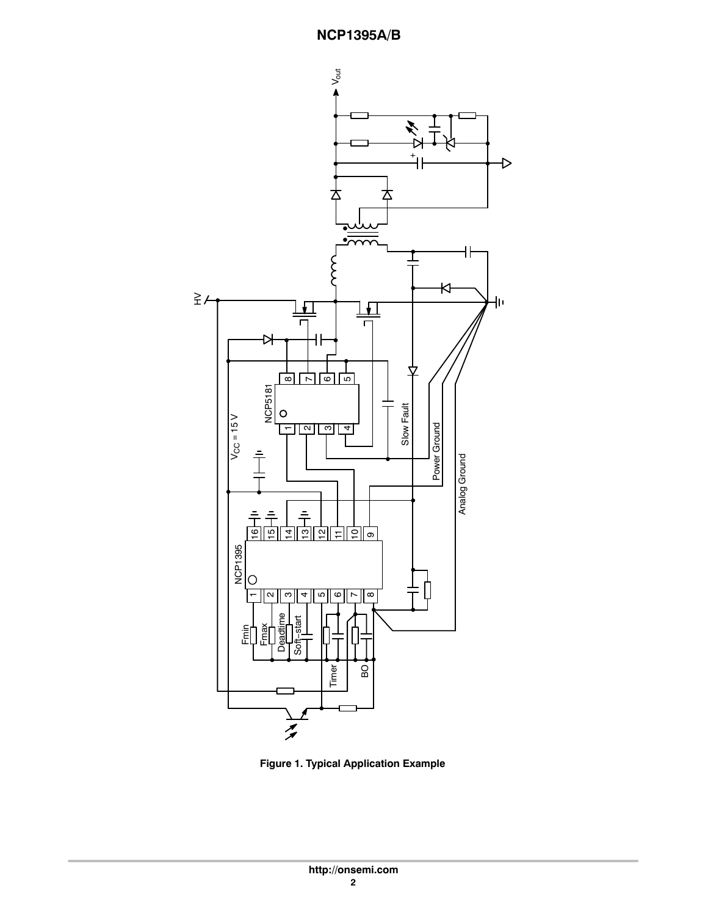Figure 1. Typical Application Example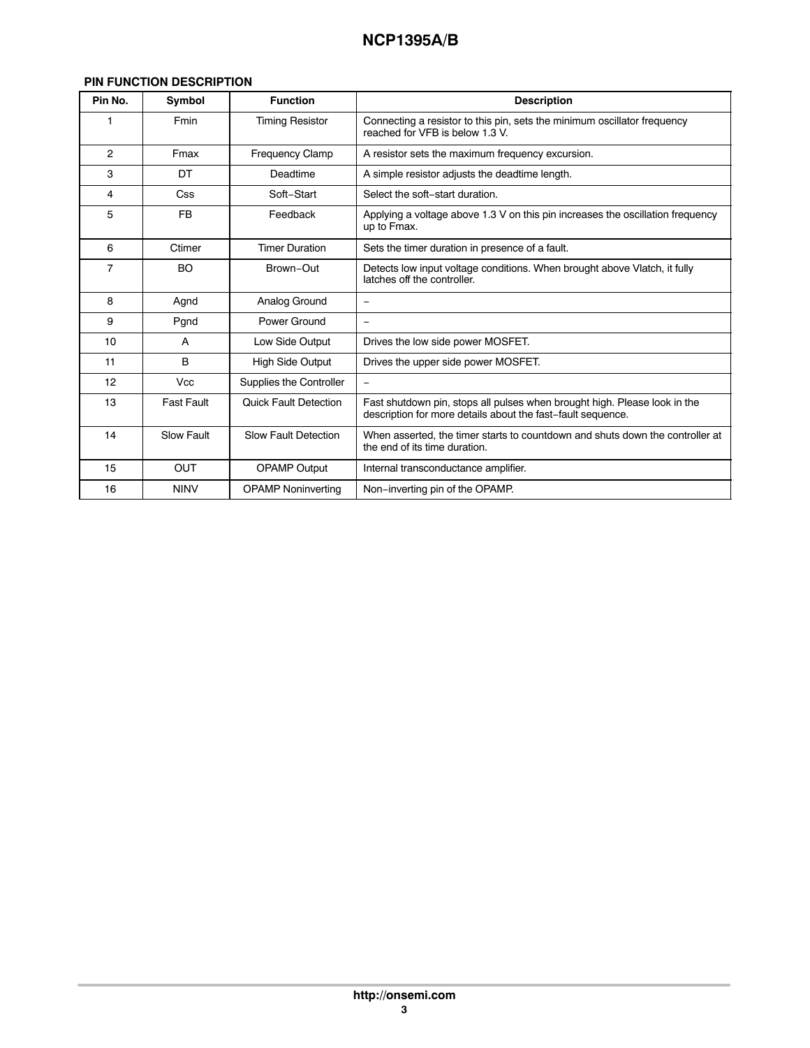## PIN FUNCTION DESCRIPTION

| Pin No. | Symbol | Function | Description |
|---|---|---|---|
| 1 | Fmin | Timing Resistor | Connecting a resistor to this pin, sets the minimum oscillator frequency reached for VFB is below 1.3 V. |
| 2 | Fmax | Frequency Clamp | A resistor sets the maximum frequency excursion. |
| 3 | DT | Deadtime | A simple resistor adjusts the deadtime length. |
| 4 | Css | Soft−Start | Select the soft−start duration. |
| 5 | FB | Feedback | Applying a voltage above 1.3 V on this pin increases the oscillation frequency up to Fmax. |
| 6 | Ctimer | Timer Duration | Sets the timer duration in presence of a fault. |
| 7 | BO | Brown−Out | Detects low input voltage conditions. When brought above Vlatch, it fully latches off the controller. |
| 8 | Agnd | Analog Ground | − |
| 9 | Pgnd | Power Ground | − |
| 10 | A | Low Side Output | Drives the low side power MOSFET. |
| 11 | B | High Side Output | Drives the upper side power MOSFET. |
| 12 | Vcc | Supplies the Controller | − |
| 13 | Fast Fault | Quick Fault Detection | Fast shutdown pin, stops all pulses when brought high. Please look in the description for more details about the fast−fault sequence. |
| 14 | Slow Fault | Slow Fault Detection | When asserted, the timer starts to countdown and shuts down the controller at the end of its time duration. |
| 15 | OUT | OPAMP Output | Internal transconductance amplifier. |
| 16 | NINV | OPAMP Noninverting | Non−inverting pin of the OPAMP. |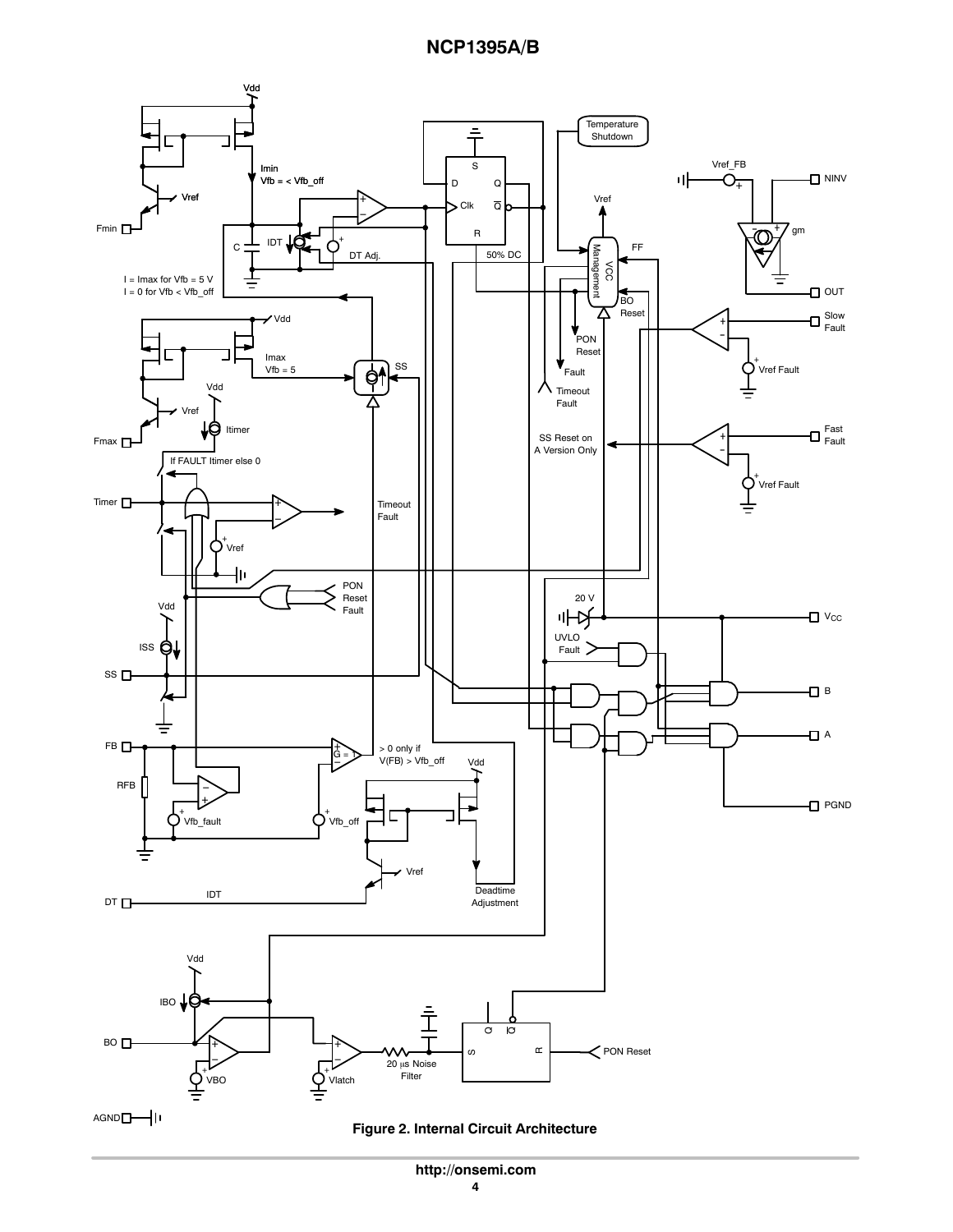**Figure 2. Internal Circuit Architecture**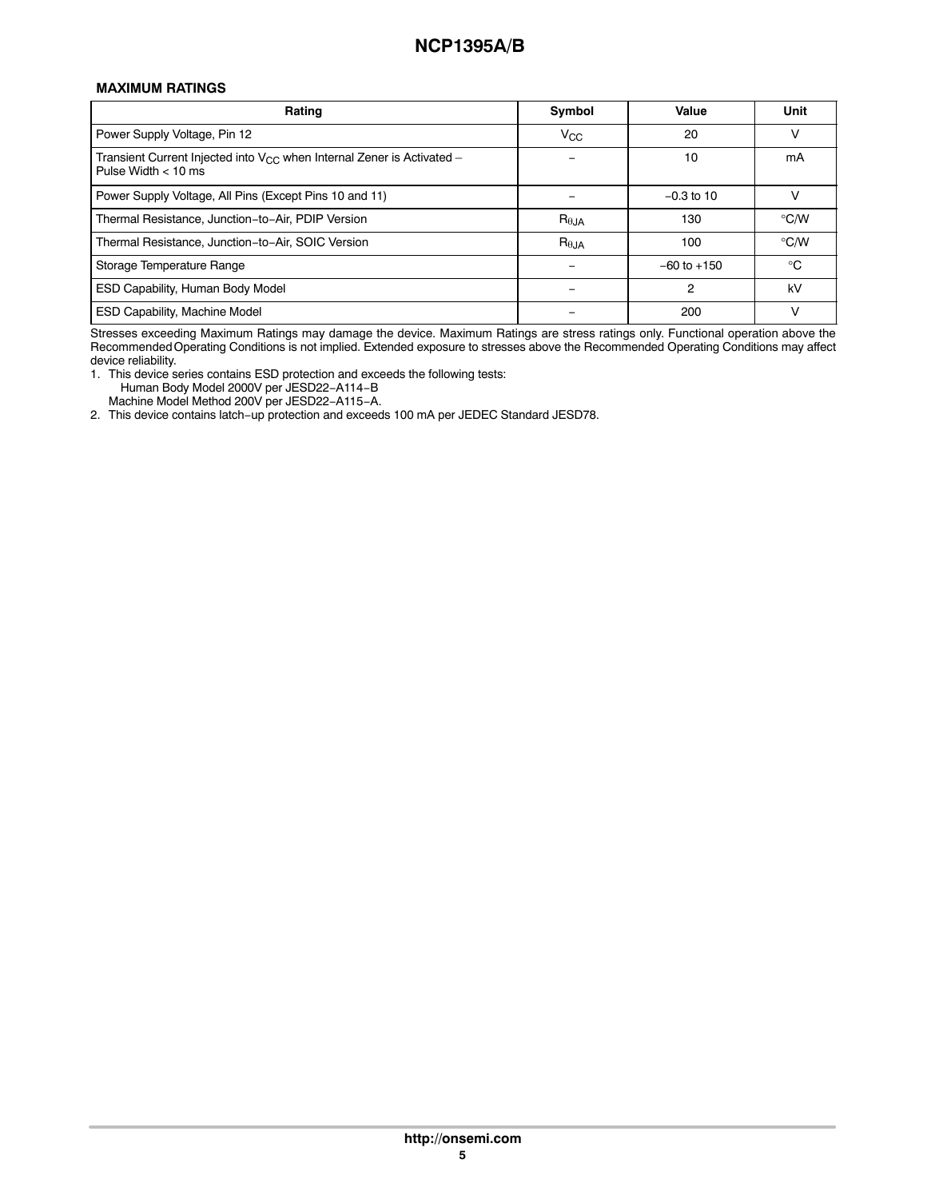## MAXIMUM RATINGS

| Rating | Symbol | Value | Unit |
| --- | --- | --- | --- |
| Power Supply Voltage, Pin 12 | $V_{CC}$ | 20 | V |
| Transient Current Injected into $V_{CC}$ when Internal Zener is Activated − Pulse Width < 10 ms | − | 10 | mA |
| Power Supply Voltage, All Pins (Except Pins 10 and 11) | − | −0.3 to 10 | V |
| Thermal Resistance, Junction−to−Air, PDIP Version | $R_{\theta JA}$ | 130 | °C/W |
| Thermal Resistance, Junction−to−Air, SOIC Version | $R_{\theta JA}$ | 100 | °C/W |
| Storage Temperature Range | − | −60 to +150 | °C |
| ESD Capability, Human Body Model | − | 2 | kV |
| ESD Capability, Machine Model | − | 200 | V |

Stresses exceeding Maximum Ratings may damage the device. Maximum Ratings are stress ratings only. Functional operation above the Recommended Operating Conditions is not implied. Extended exposure to stresses above the Recommended Operating Conditions may affect device reliability.

1. This device series contains ESD protection and exceeds the following tests:
   Human Body Model 2000V per JESD22−A114−B
   Machine Model Method 200V per JESD22−A115−A.
2. This device contains latch−up protection and exceeds 100 mA per JEDEC Standard JESD78.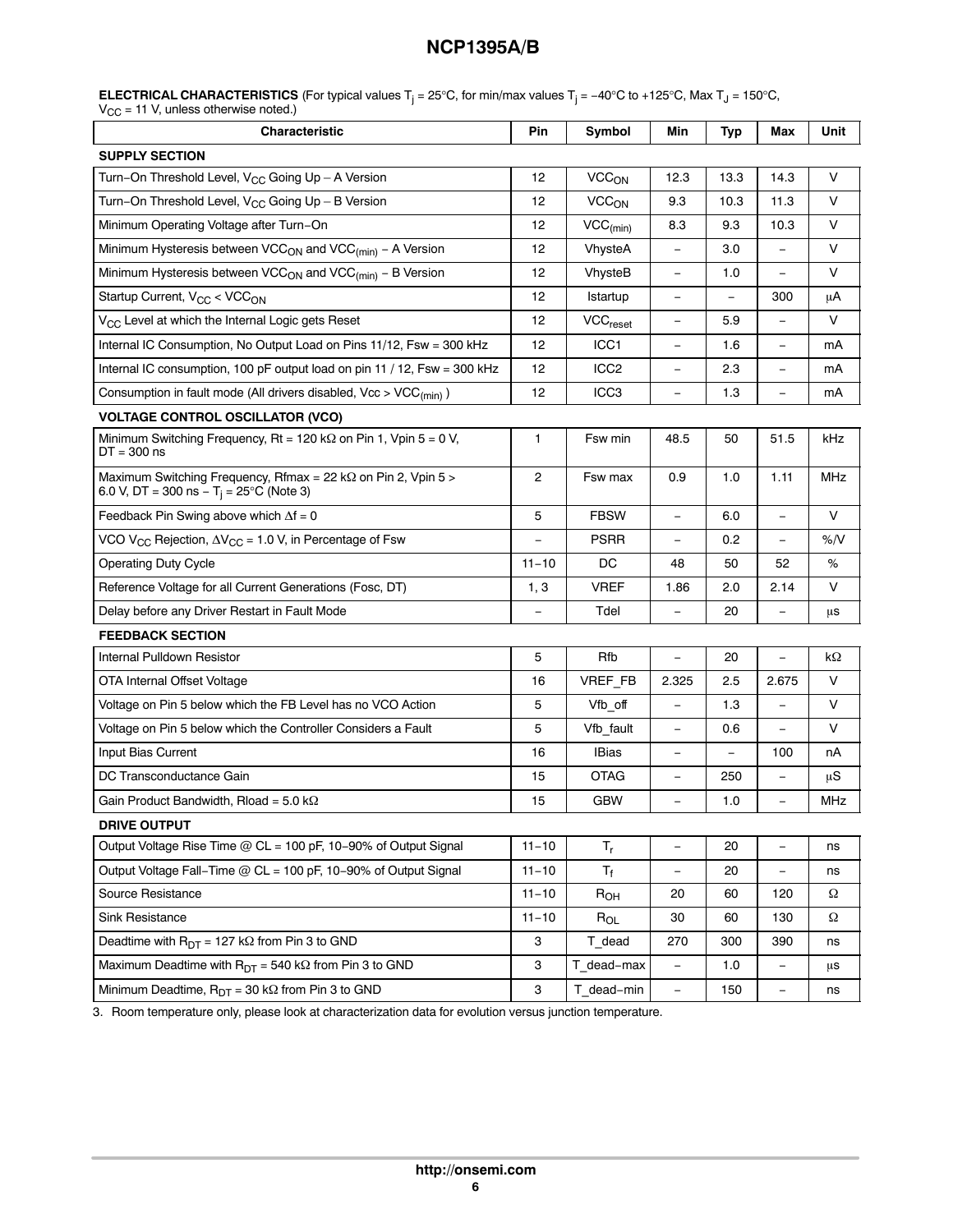**ELECTRICAL CHARACTERISTICS** (For typical values $T_j$ = 25°C, for min/max values $T_j$ = −40°C to +125°C, Max $T_J$ = 150°C, $V_{CC}$ = 11 V, unless otherwise noted.)

| Characteristic | Pin | Symbol | Min | Typ | Max | Unit |
|---|---|---|---|---|---|---|
| **SUPPLY SECTION** | | | | | | |
| Turn−On Threshold Level, $V_{CC}$ Going Up – A Version | 12 | $VCC_{ON}$ | 12.3 | 13.3 | 14.3 | V |
| Turn−On Threshold Level, $V_{CC}$ Going Up – B Version | 12 | $VCC_{ON}$ | 9.3 | 10.3 | 11.3 | V |
| Minimum Operating Voltage after Turn−On | 12 | $VCC_{(min)}$ | 8.3 | 9.3 | 10.3 | V |
| Minimum Hysteresis between $VCC_{ON}$ and $VCC_{(min)}$ – A Version | 12 | VhysteA | – | 3.0 | – | V |
| Minimum Hysteresis between $VCC_{ON}$ and $VCC_{(min)}$ – B Version | 12 | VhysteB | – | 1.0 | – | V |
| Startup Current, $V_{CC}$ < $VCC_{ON}$ | 12 | Istartup | – | – | 300 | μA |
| $V_{CC}$ Level at which the Internal Logic gets Reset | 12 | $VCC_{reset}$ | – | 5.9 | – | V |
| Internal IC Consumption, No Output Load on Pins 11/12, Fsw = 300 kHz | 12 | ICC1 | – | 1.6 | – | mA |
| Internal IC consumption, 100 pF output load on pin 11 / 12, Fsw = 300 kHz | 12 | ICC2 | – | 2.3 | – | mA |
| Consumption in fault mode (All drivers disabled, Vcc > $VCC_{(min)}$ ) | 12 | ICC3 | – | 1.3 | – | mA |
| **VOLTAGE CONTROL OSCILLATOR (VCO)** | | | | | | |
| Minimum Switching Frequency, Rt = 120 kΩ on Pin 1, Vpin 5 = 0 V, DT = 300 ns | 1 | Fsw min | 48.5 | 50 | 51.5 | kHz |
| Maximum Switching Frequency, Rfmax = 22 kΩ on Pin 2, Vpin 5 > 6.0 V, DT = 300 ns − $T_j$ = 25°C (Note 3) | 2 | Fsw max | 0.9 | 1.0 | 1.11 | MHz |
| Feedback Pin Swing above which Δf = 0 | 5 | FBSW | – | 6.0 | – | V |
| VCO $V_{CC}$ Rejection, $\Delta V_{CC}$ = 1.0 V, in Percentage of Fsw | – | PSRR | – | 0.2 | – | %/V |
| Operating Duty Cycle | 11−10 | DC | 48 | 50 | 52 | % |
| Reference Voltage for all Current Generations (Fosc, DT) | 1, 3 | VREF | 1.86 | 2.0 | 2.14 | V |
| Delay before any Driver Restart in Fault Mode | – | Tdel | – | 20 | – | μs |
| **FEEDBACK SECTION** | | | | | | |
| Internal Pulldown Resistor | 5 | Rfb | – | 20 | – | kΩ |
| OTA Internal Offset Voltage | 16 | VREF_FB | 2.325 | 2.5 | 2.675 | V |
| Voltage on Pin 5 below which the FB Level has no VCO Action | 5 | Vfb_off | – | 1.3 | – | V |
| Voltage on Pin 5 below which the Controller Considers a Fault | 5 | Vfb_fault | – | 0.6 | – | V |
| Input Bias Current | 16 | IBias | – | – | 100 | nA |
| DC Transconductance Gain | 15 | OTAG | – | 250 | – | μS |
| Gain Product Bandwidth, Rload = 5.0 kΩ | 15 | GBW | – | 1.0 | – | MHz |
| **DRIVE OUTPUT** | | | | | | |
| Output Voltage Rise Time @ CL = 100 pF, 10−90% of Output Signal | 11−10 | $T_r$ | – | 20 | – | ns |
| Output Voltage Fall−Time @ CL = 100 pF, 10−90% of Output Signal | 11−10 | $T_f$ | – | 20 | – | ns |
| Source Resistance | 11−10 | $R_{OH}$ | 20 | 60 | 120 | Ω |
| Sink Resistance | 11−10 | $R_{OL}$ | 30 | 60 | 130 | Ω |
| Deadtime with $R_{DT}$ = 127 kΩ from Pin 3 to GND | 3 | T_dead | 270 | 300 | 390 | ns |
| Maximum Deadtime with $R_{DT}$ = 540 kΩ from Pin 3 to GND | 3 | T_dead−max | – | 1.0 | – | μs |
| Minimum Deadtime, $R_{DT}$ = 30 kΩ from Pin 3 to GND | 3 | T_dead−min | – | 150 | – | ns |

3. Room temperature only, please look at characterization data for evolution versus junction temperature.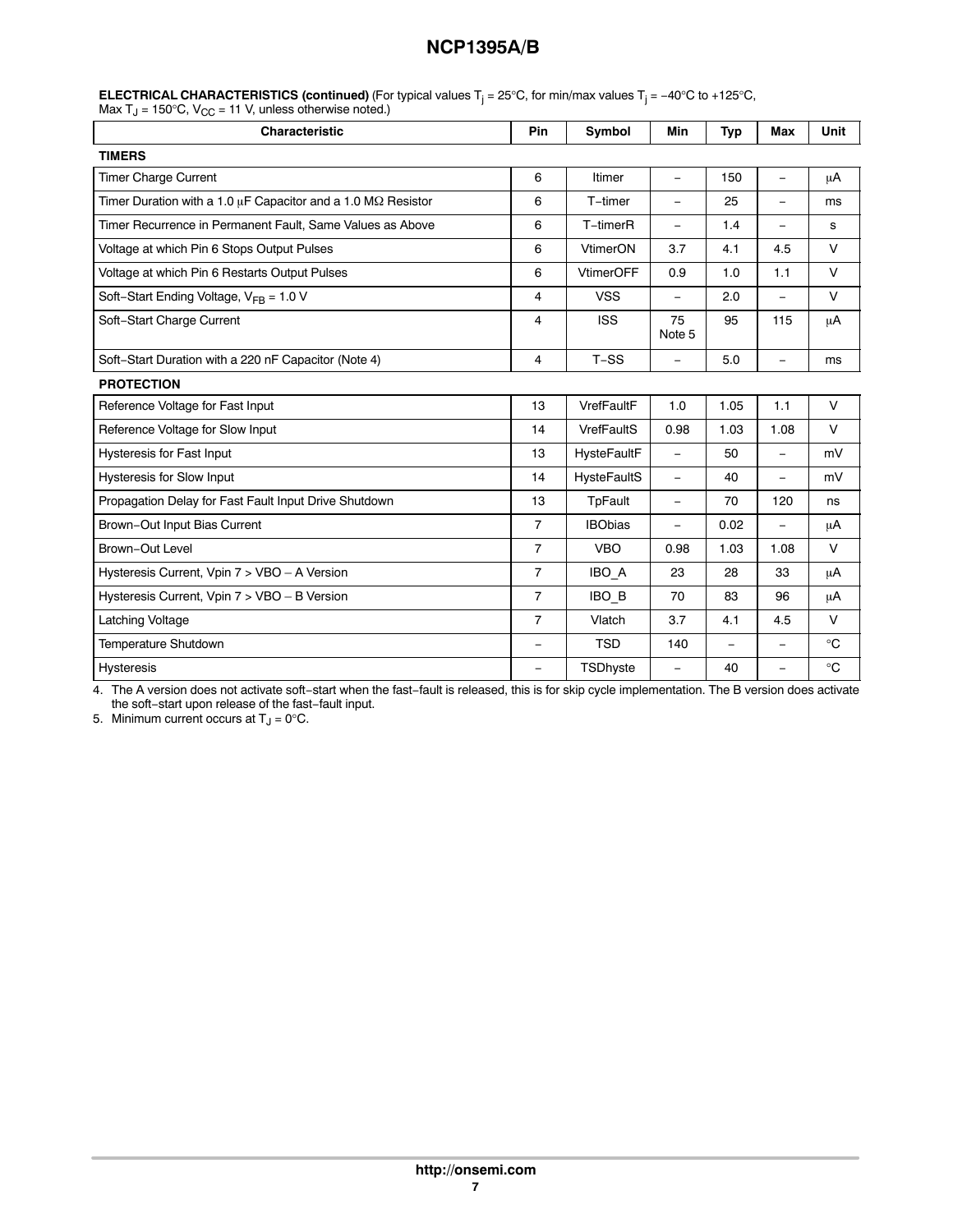**ELECTRICAL CHARACTERISTICS (continued)** (For typical values $T_j = 25°C$, for min/max values $T_j = -40°C$ to $+125°C$, Max $T_J = 150°C$, $V_{CC} = 11$ V, unless otherwise noted.)

| Characteristic | Pin | Symbol | Min | Typ | Max | Unit |
|---|---|---|---|---|---|---|
| **TIMERS** | | | | | | |
| Timer Charge Current | 6 | Itimer | – | 150 | – | μA |
| Timer Duration with a 1.0 μF Capacitor and a 1.0 MΩ Resistor | 6 | T−timer | – | 25 | – | ms |
| Timer Recurrence in Permanent Fault, Same Values as Above | 6 | T−timerR | – | 1.4 | – | s |
| Voltage at which Pin 6 Stops Output Pulses | 6 | VtimerON | 3.7 | 4.1 | 4.5 | V |
| Voltage at which Pin 6 Restarts Output Pulses | 6 | VtimerOFF | 0.9 | 1.0 | 1.1 | V |
| Soft−Start Ending Voltage, $V_{FB}$ = 1.0 V | 4 | VSS | – | 2.0 | – | V |
| Soft−Start Charge Current | 4 | ISS | 75 Note 5 | 95 | 115 | μA |
| Soft−Start Duration with a 220 nF Capacitor (Note 4) | 4 | T−SS | – | 5.0 | – | ms |
| **PROTECTION** | | | | | | |
| Reference Voltage for Fast Input | 13 | VrefFaultF | 1.0 | 1.05 | 1.1 | V |
| Reference Voltage for Slow Input | 14 | VrefFaultS | 0.98 | 1.03 | 1.08 | V |
| Hysteresis for Fast Input | 13 | HysteFaultF | – | 50 | – | mV |
| Hysteresis for Slow Input | 14 | HysteFaultS | – | 40 | – | mV |
| Propagation Delay for Fast Fault Input Drive Shutdown | 13 | TpFault | – | 70 | 120 | ns |
| Brown−Out Input Bias Current | 7 | IBObias | – | 0.02 | – | μA |
| Brown−Out Level | 7 | VBO | 0.98 | 1.03 | 1.08 | V |
| Hysteresis Current, Vpin 7 > VBO – A Version | 7 | IBO_A | 23 | 28 | 33 | μA |
| Hysteresis Current, Vpin 7 > VBO – B Version | 7 | IBO_B | 70 | 83 | 96 | μA |
| Latching Voltage | 7 | Vlatch | 3.7 | 4.1 | 4.5 | V |
| Temperature Shutdown | – | TSD | 140 | – | – | °C |
| Hysteresis | – | TSDhyste | – | 40 | – | °C |

4. The A version does not activate soft−start when the fast−fault is released, this is for skip cycle implementation. The B version does activate the soft−start upon release of the fast−fault input.
5. Minimum current occurs at $T_J = 0°C$.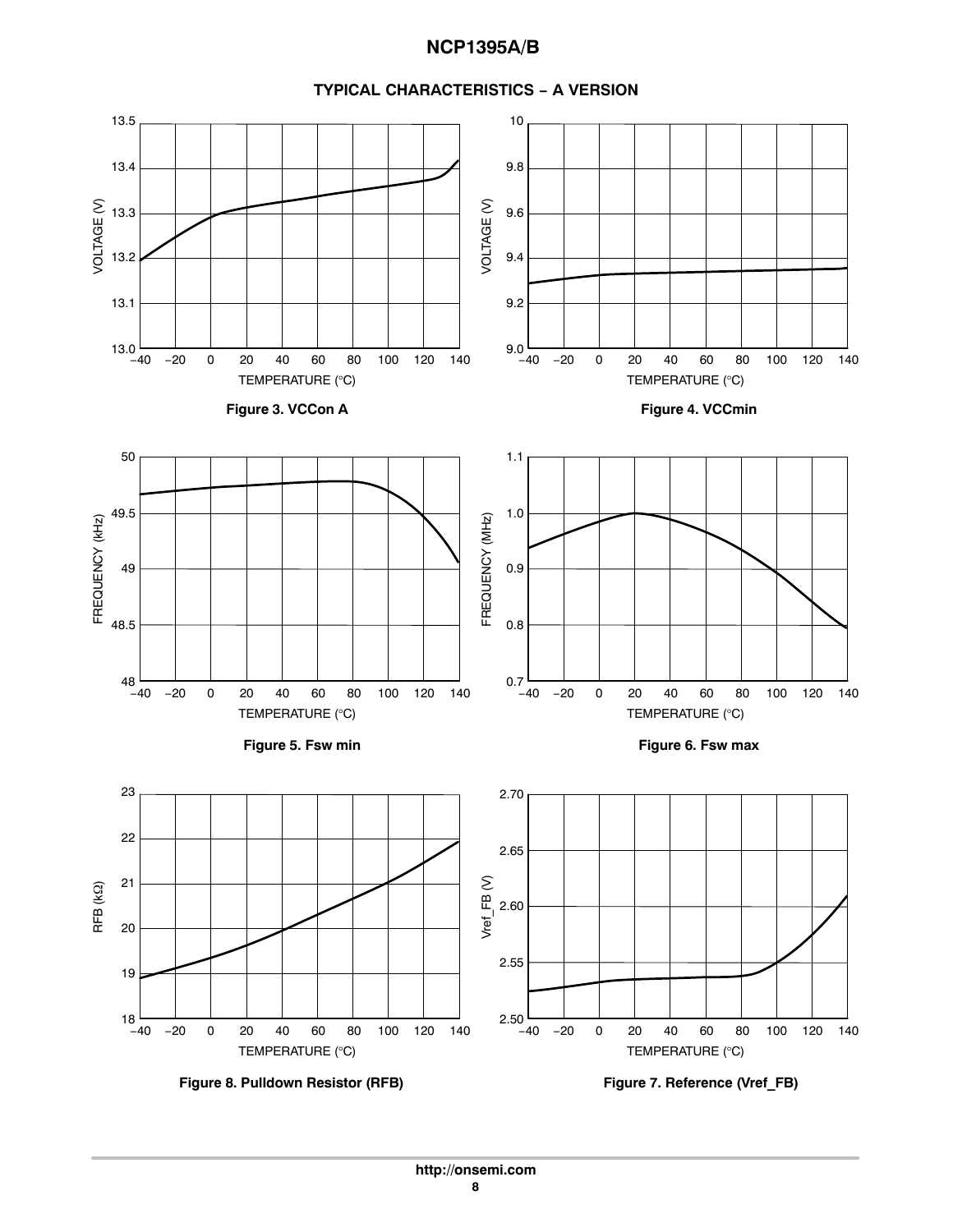## TYPICAL CHARACTERISTICS − A VERSION

Figure 3. VCCon A

Figure 4. VCCmin

Figure 5. Fsw min

Figure 6. Fsw max

Figure 8. Pulldown Resistor (RFB)

Figure 7. Reference (Vref_FB)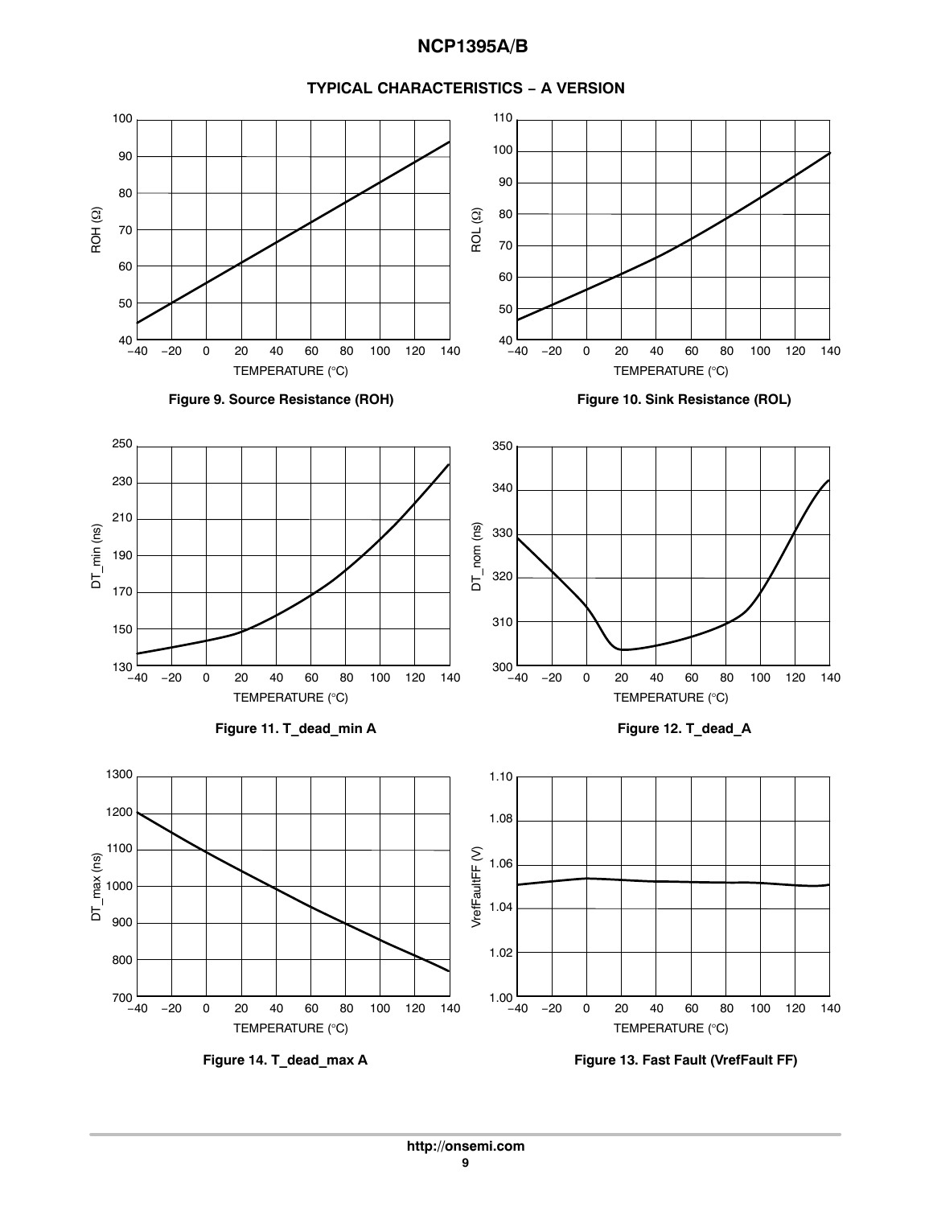## TYPICAL CHARACTERISTICS − A VERSION

Figure 9. Source Resistance (ROH)

Figure 10. Sink Resistance (ROL)

Figure 11. T_dead_min A

Figure 12. T_dead_A

Figure 14. T_dead_max A

Figure 13. Fast Fault (VrefFault FF)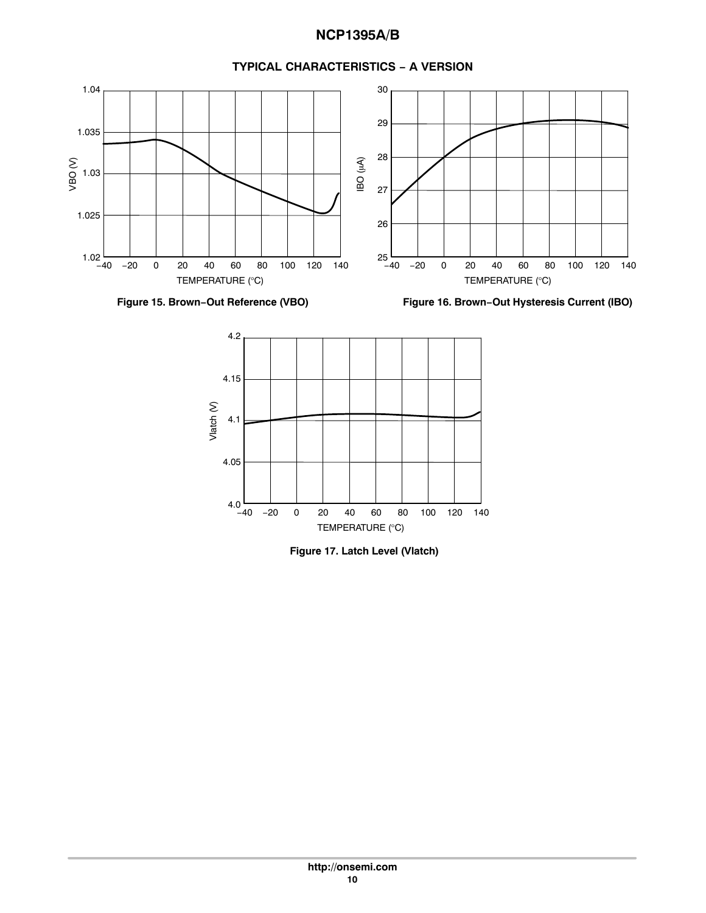## TYPICAL CHARACTERISTICS − A VERSION

Figure 15. Brown−Out Reference (VBO)

Figure 16. Brown−Out Hysteresis Current (IBO)

Figure 17. Latch Level (Vlatch)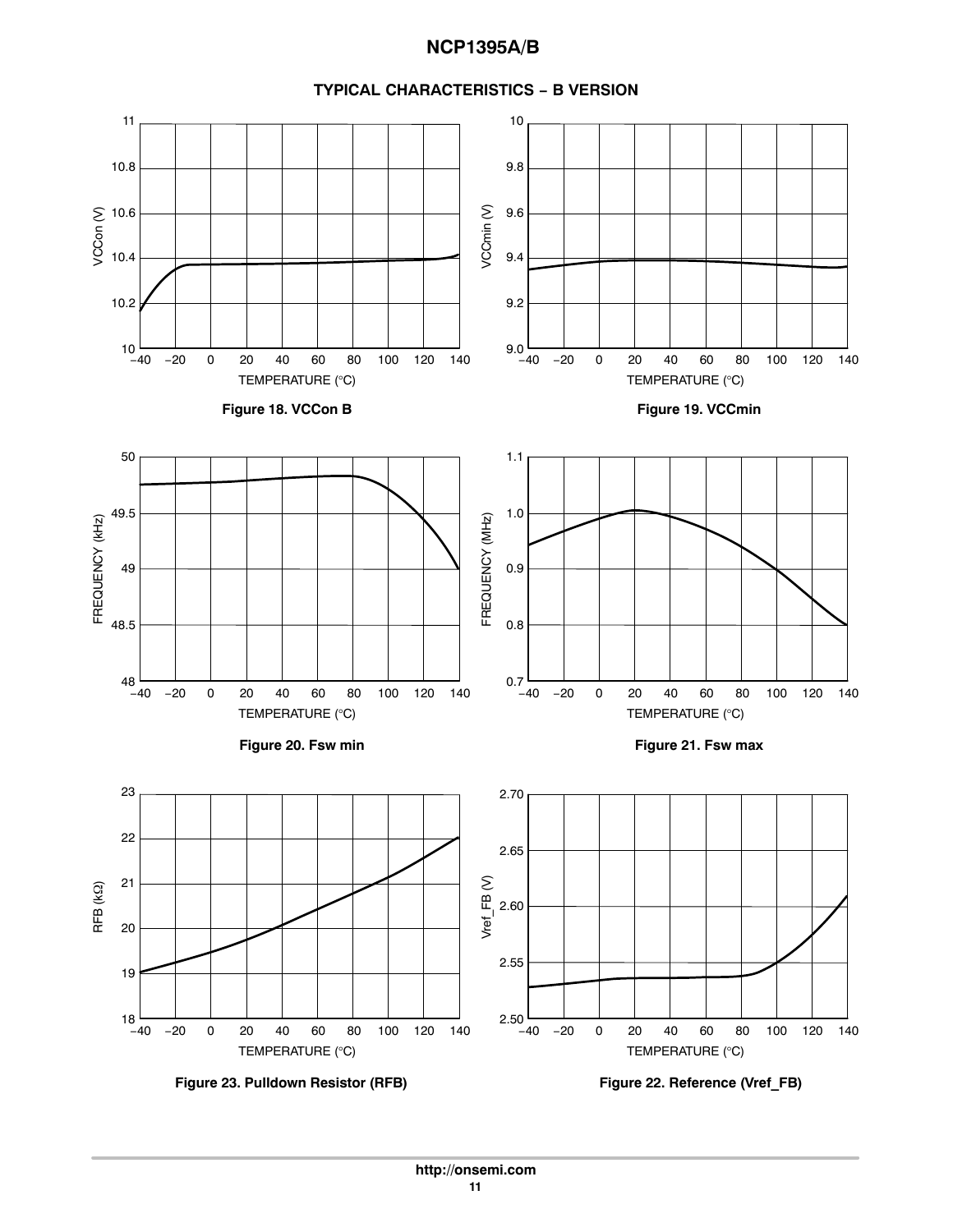## TYPICAL CHARACTERISTICS − B VERSION

**Figure 18. VCCon B**

**Figure 19. VCCmin**

**Figure 20. Fsw min**

**Figure 21. Fsw max**

**Figure 23. Pulldown Resistor (RFB)**

**Figure 22. Reference (Vref_FB)**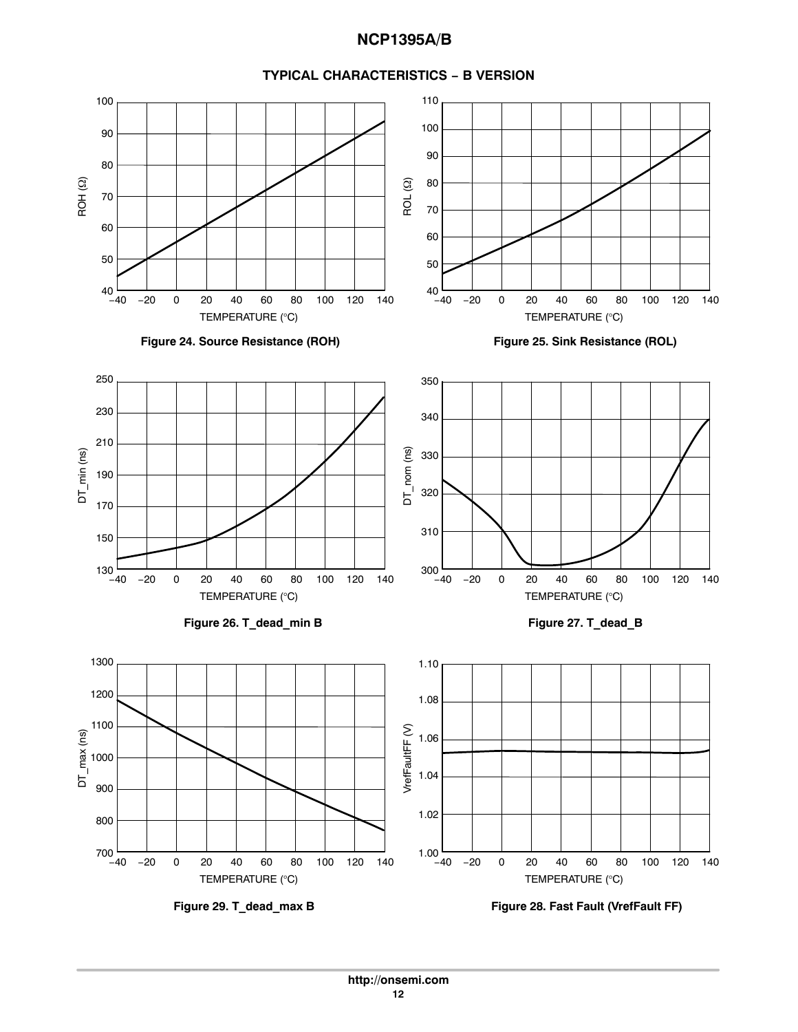## TYPICAL CHARACTERISTICS − B VERSION

Figure 24. Source Resistance (ROH)

Figure 25. Sink Resistance (ROL)

Figure 26. T_dead_min B

Figure 27. T_dead_B

Figure 29. T_dead_max B

Figure 28. Fast Fault (VrefFault FF)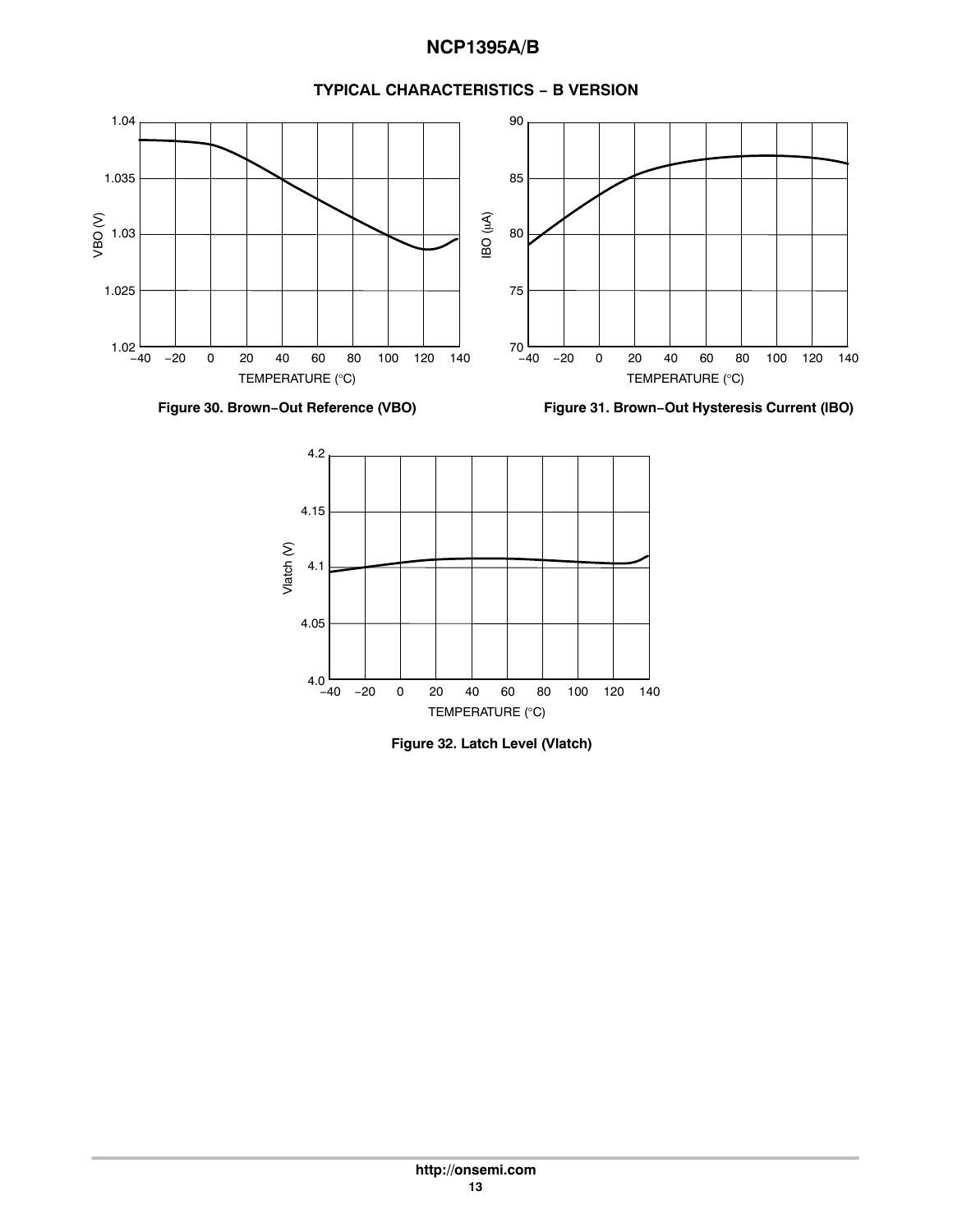## TYPICAL CHARACTERISTICS − B VERSION

Figure 30. Brown−Out Reference (VBO)

Figure 31. Brown−Out Hysteresis Current (IBO)

Figure 32. Latch Level (Vlatch)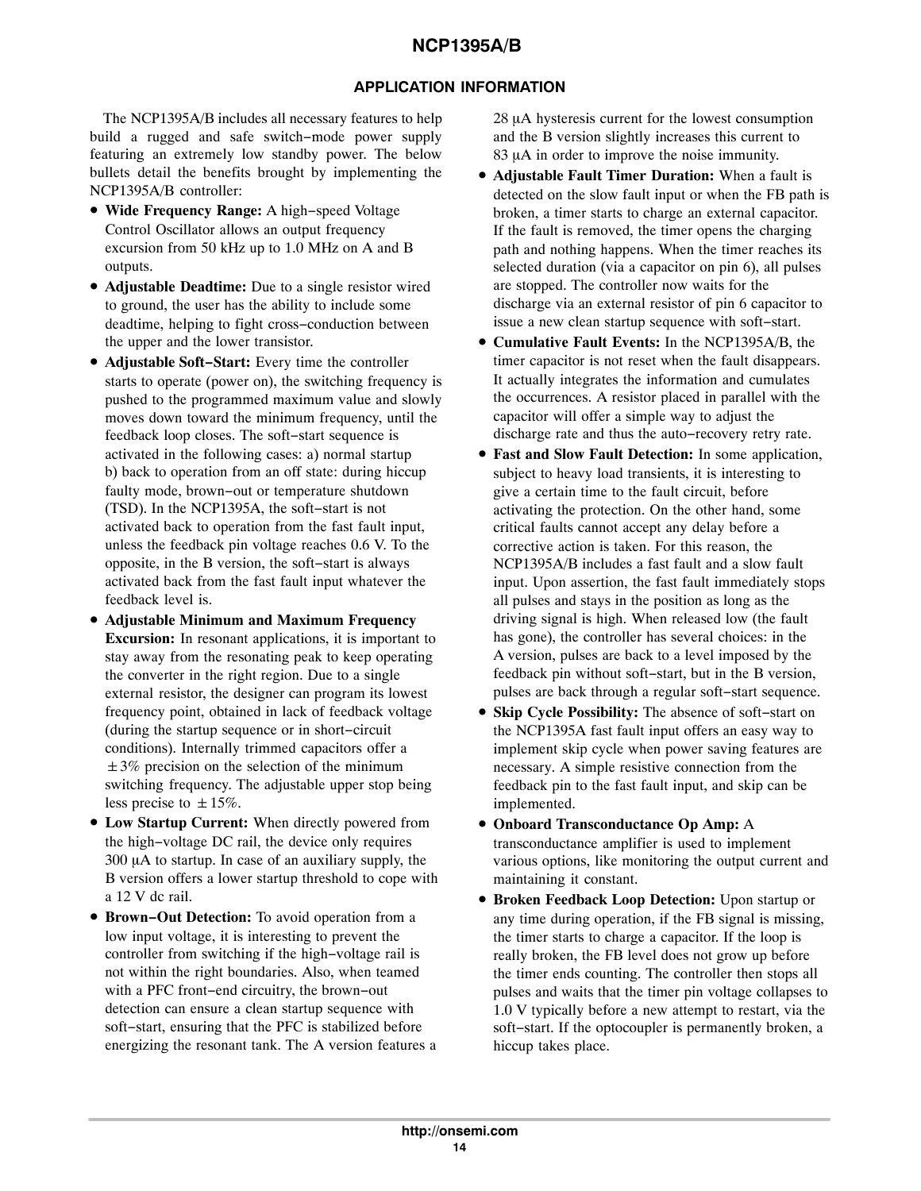## APPLICATION INFORMATION

The NCP1395A/B includes all necessary features to help build a rugged and safe switch−mode power supply featuring an extremely low standby power. The below bullets detail the benefits brought by implementing the NCP1395A/B controller:

- **Wide Frequency Range:** A high−speed Voltage Control Oscillator allows an output frequency excursion from 50 kHz up to 1.0 MHz on A and B outputs.
- **Adjustable Deadtime:** Due to a single resistor wired to ground, the user has the ability to include some deadtime, helping to fight cross−conduction between the upper and the lower transistor.
- **Adjustable Soft−Start:** Every time the controller starts to operate (power on), the switching frequency is pushed to the programmed maximum value and slowly moves down toward the minimum frequency, until the feedback loop closes. The soft−start sequence is activated in the following cases: a) normal startup b) back to operation from an off state: during hiccup faulty mode, brown−out or temperature shutdown (TSD). In the NCP1395A, the soft−start is not activated back to operation from the fast fault input, unless the feedback pin voltage reaches 0.6 V. To the opposite, in the B version, the soft−start is always activated back from the fast fault input whatever the feedback level is.
- **Adjustable Minimum and Maximum Frequency Excursion:** In resonant applications, it is important to stay away from the resonating peak to keep operating the converter in the right region. Due to a single external resistor, the designer can program its lowest frequency point, obtained in lack of feedback voltage (during the startup sequence or in short−circuit conditions). Internally trimmed capacitors offer a ±3% precision on the selection of the minimum switching frequency. The adjustable upper stop being less precise to ±15%.
- **Low Startup Current:** When directly powered from the high−voltage DC rail, the device only requires 300 μA to startup. In case of an auxiliary supply, the B version offers a lower startup threshold to cope with a 12 V dc rail.
- **Brown−Out Detection:** To avoid operation from a low input voltage, it is interesting to prevent the controller from switching if the high−voltage rail is not within the right boundaries. Also, when teamed with a PFC front−end circuitry, the brown−out detection can ensure a clean startup sequence with soft−start, ensuring that the PFC is stabilized before energizing the resonant tank. The A version features a 28 μA hysteresis current for the lowest consumption and the B version slightly increases this current to 83 μA in order to improve the noise immunity.
- **Adjustable Fault Timer Duration:** When a fault is detected on the slow fault input or when the FB path is broken, a timer starts to charge an external capacitor. If the fault is removed, the timer opens the charging path and nothing happens. When the timer reaches its selected duration (via a capacitor on pin 6), all pulses are stopped. The controller now waits for the discharge via an external resistor of pin 6 capacitor to issue a new clean startup sequence with soft−start.
- **Cumulative Fault Events:** In the NCP1395A/B, the timer capacitor is not reset when the fault disappears. It actually integrates the information and cumulates the occurrences. A resistor placed in parallel with the capacitor will offer a simple way to adjust the discharge rate and thus the auto−recovery retry rate.
- **Fast and Slow Fault Detection:** In some application, subject to heavy load transients, it is interesting to give a certain time to the fault circuit, before activating the protection. On the other hand, some critical faults cannot accept any delay before a corrective action is taken. For this reason, the NCP1395A/B includes a fast fault and a slow fault input. Upon assertion, the fast fault immediately stops all pulses and stays in the position as long as the driving signal is high. When released low (the fault has gone), the controller has several choices: in the A version, pulses are back to a level imposed by the feedback pin without soft−start, but in the B version, pulses are back through a regular soft−start sequence.
- **Skip Cycle Possibility:** The absence of soft−start on the NCP1395A fast fault input offers an easy way to implement skip cycle when power saving features are necessary. A simple resistive connection from the feedback pin to the fast fault input, and skip can be implemented.
- **Onboard Transconductance Op Amp:** A transconductance amplifier is used to implement various options, like monitoring the output current and maintaining it constant.
- **Broken Feedback Loop Detection:** Upon startup or any time during operation, if the FB signal is missing, the timer starts to charge a capacitor. If the loop is really broken, the FB level does not grow up before the timer ends counting. The controller then stops all pulses and waits that the timer pin voltage collapses to 1.0 V typically before a new attempt to restart, via the soft−start. If the optocoupler is permanently broken, a hiccup takes place.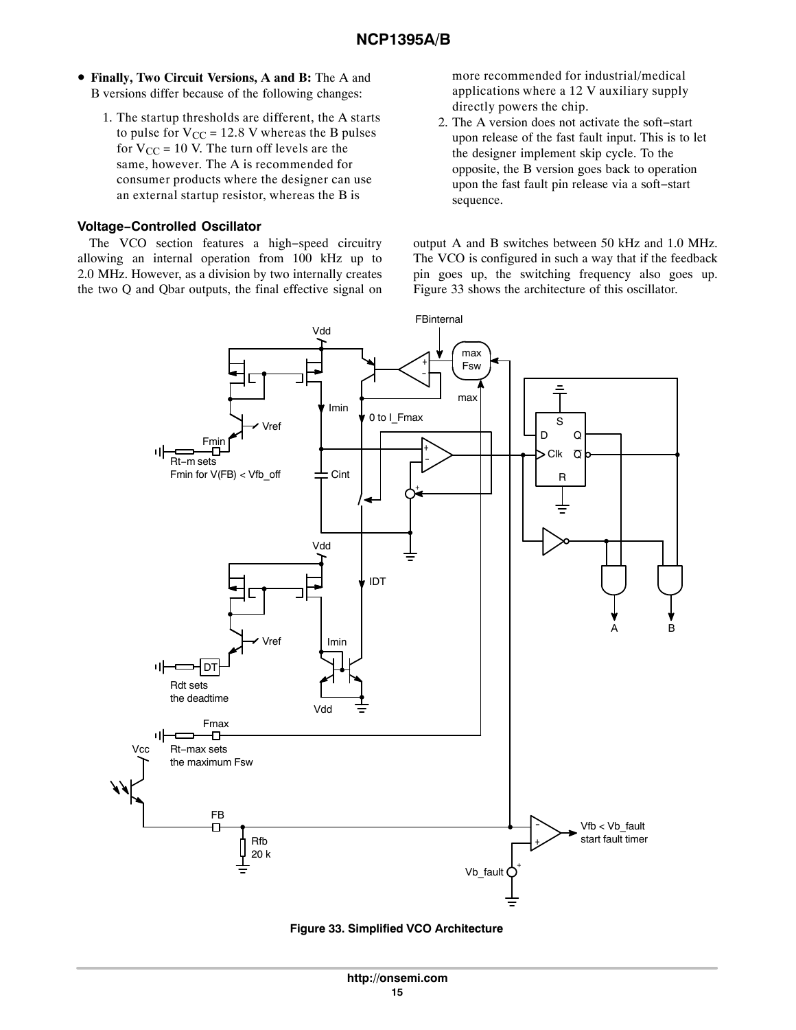- **Finally, Two Circuit Versions, A and B:** The A and B versions differ because of the following changes:
  1. The startup thresholds are different, the A starts to pulse for $V_{CC}$ = 12.8 V whereas the B pulses for $V_{CC}$ = 10 V. The turn off levels are the same, however. The A is recommended for consumer products where the designer can use an external startup resistor, whereas the B is more recommended for industrial/medical applications where a 12 V auxiliary supply directly powers the chip.
  2. The A version does not activate the soft−start upon release of the fast fault input. This is to let the designer implement skip cycle. To the opposite, the B version goes back to operation upon the fast fault pin release via a soft−start sequence.

### Voltage−Controlled Oscillator

The VCO section features a high−speed circuitry allowing an internal operation from 100 kHz up to 2.0 MHz. However, as a division by two internally creates the two Q and Qbar outputs, the final effective signal on output A and B switches between 50 kHz and 1.0 MHz. The VCO is configured in such a way that if the feedback pin goes up, the switching frequency also goes up. Figure 33 shows the architecture of this oscillator.

**Figure 33. Simplified VCO Architecture**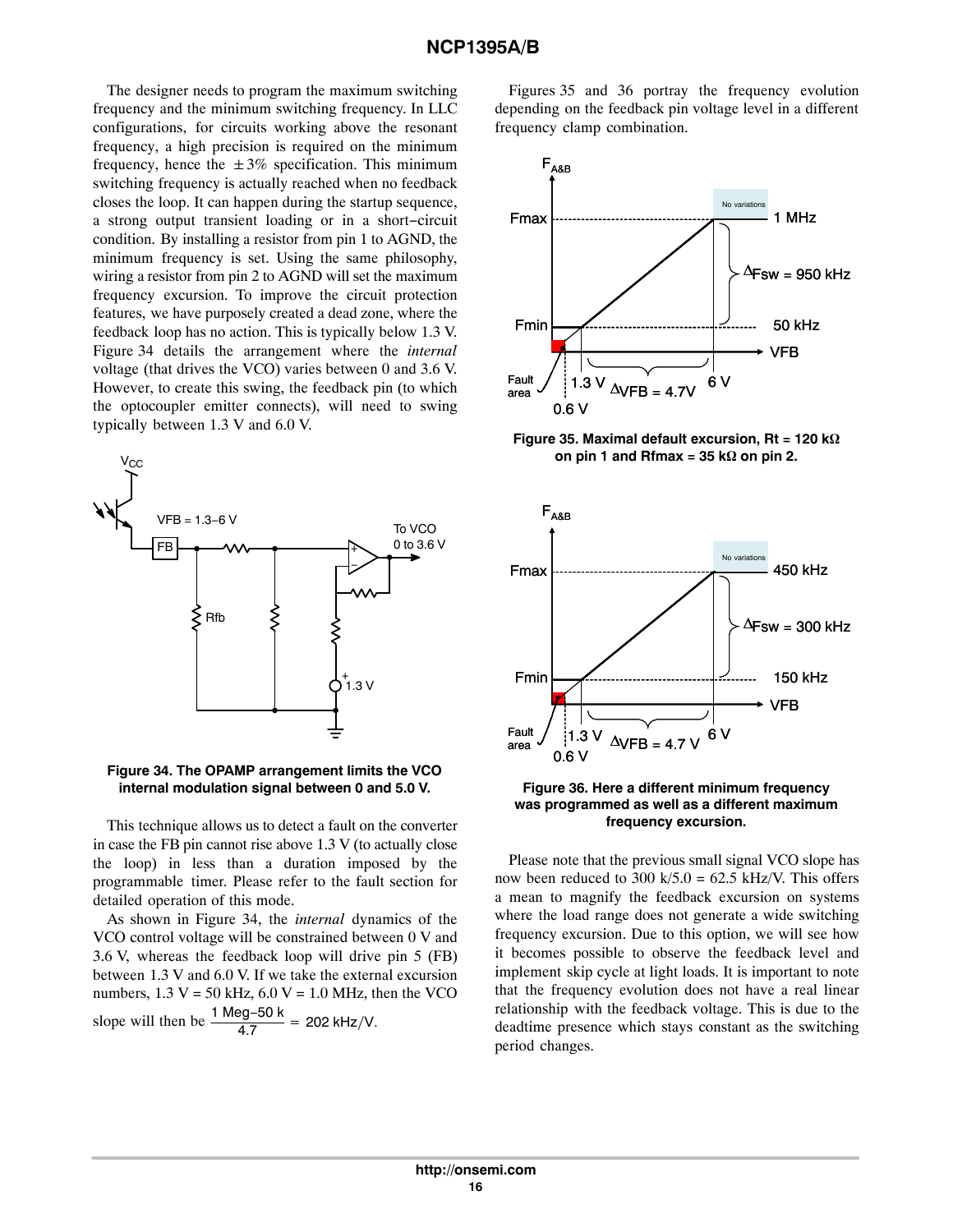The designer needs to program the maximum switching frequency and the minimum switching frequency. In LLC configurations, for circuits working above the resonant frequency, a high precision is required on the minimum frequency, hence the ±3% specification. This minimum switching frequency is actually reached when no feedback closes the loop. It can happen during the startup sequence, a strong output transient loading or in a short−circuit condition. By installing a resistor from pin 1 to AGND, the minimum frequency is set. Using the same philosophy, wiring a resistor from pin 2 to AGND will set the maximum frequency excursion. To improve the circuit protection features, we have purposely created a dead zone, where the feedback loop has no action. This is typically below 1.3 V. Figure 34 details the arrangement where the *internal* voltage (that drives the VCO) varies between 0 and 3.6 V. However, to create this swing, the feedback pin (to which the optocoupler emitter connects), will need to swing typically between 1.3 V and 6.0 V.

**Figure 34. The OPAMP arrangement limits the VCO internal modulation signal between 0 and 5.0 V.**

This technique allows us to detect a fault on the converter in case the FB pin cannot rise above 1.3 V (to actually close the loop) in less than a duration imposed by the programmable timer. Please refer to the fault section for detailed operation of this mode.

As shown in Figure 34, the *internal* dynamics of the VCO control voltage will be constrained between 0 V and 3.6 V, whereas the feedback loop will drive pin 5 (FB) between 1.3 V and 6.0 V. If we take the external excursion numbers, 1.3 V = 50 kHz, 6.0 V = 1.0 MHz, then the VCO slope will then be $\frac{1\text{ Meg}-50\text{ k}}{4.7} = 202\text{ kHz/V}$.

Figures 35 and 36 portray the frequency evolution depending on the feedback pin voltage level in a different frequency clamp combination.

**Figure 35. Maximal default excursion, Rt = 120 kΩ on pin 1 and Rfmax = 35 kΩ on pin 2.**

**Figure 36. Here a different minimum frequency was programmed as well as a different maximum frequency excursion.**

Please note that the previous small signal VCO slope has now been reduced to 300 k/5.0 = 62.5 kHz/V. This offers a mean to magnify the feedback excursion on systems where the load range does not generate a wide switching frequency excursion. Due to this option, we will see how it becomes possible to observe the feedback level and implement skip cycle at light loads. It is important to note that the frequency evolution does not have a real linear relationship with the feedback voltage. This is due to the deadtime presence which stays constant as the switching period changes.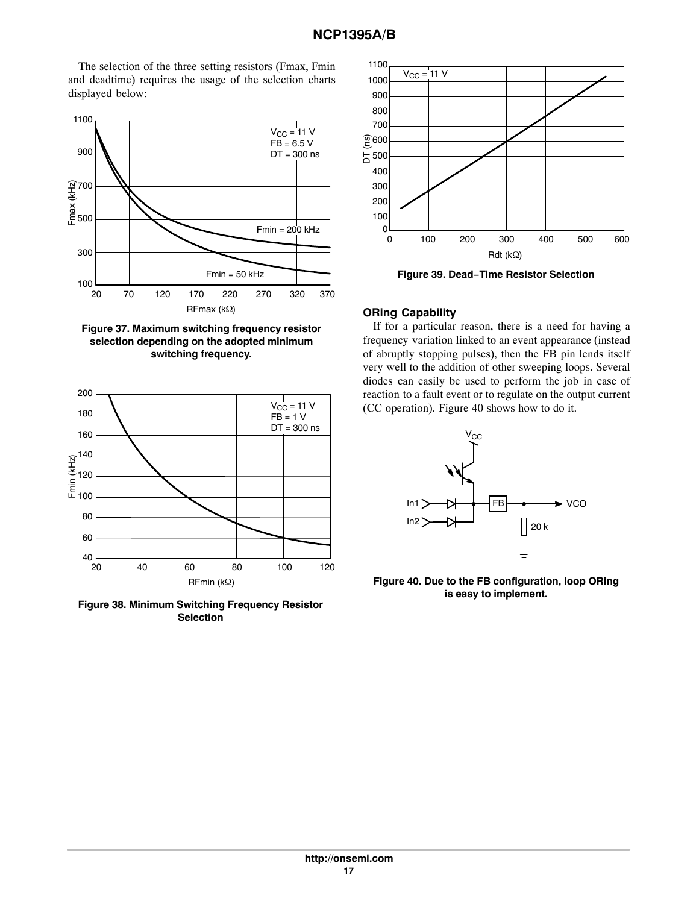The selection of the three setting resistors (Fmax, Fmin and deadtime) requires the usage of the selection charts displayed below:

**Figure 37. Maximum switching frequency resistor selection depending on the adopted minimum switching frequency.**

**Figure 38. Minimum Switching Frequency Resistor Selection**

**Figure 39. Dead−Time Resistor Selection**

## ORing Capability

If for a particular reason, there is a need for having a frequency variation linked to an event appearance (instead of abruptly stopping pulses), then the FB pin lends itself very well to the addition of other sweeping loops. Several diodes can easily be used to perform the job in case of reaction to a fault event or to regulate on the output current (CC operation). Figure 40 shows how to do it.

**Figure 40. Due to the FB configuration, loop ORing is easy to implement.**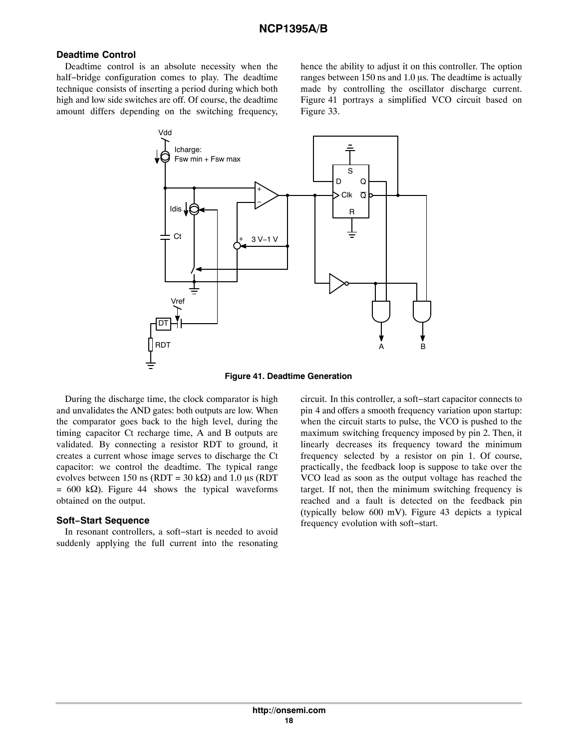### Deadtime Control

Deadtime control is an absolute necessity when the half−bridge configuration comes to play. The deadtime technique consists of inserting a period during which both high and low side switches are off. Of course, the deadtime amount differs depending on the switching frequency, hence the ability to adjust it on this controller. The option ranges between 150 ns and 1.0 μs. The deadtime is actually made by controlling the oscillator discharge current. Figure 41 portrays a simplified VCO circuit based on Figure 33.

**Figure 41. Deadtime Generation**

During the discharge time, the clock comparator is high and unvalidates the AND gates: both outputs are low. When the comparator goes back to the high level, during the timing capacitor Ct recharge time, A and B outputs are validated. By connecting a resistor RDT to ground, it creates a current whose image serves to discharge the Ct capacitor: we control the deadtime. The typical range evolves between 150 ns (RDT = 30 kΩ) and 1.0 μs (RDT = 600 kΩ). Figure 44 shows the typical waveforms obtained on the output.

### Soft−Start Sequence

In resonant controllers, a soft−start is needed to avoid suddenly applying the full current into the resonating circuit. In this controller, a soft−start capacitor connects to pin 4 and offers a smooth frequency variation upon startup: when the circuit starts to pulse, the VCO is pushed to the maximum switching frequency imposed by pin 2. Then, it linearly decreases its frequency toward the minimum frequency selected by a resistor on pin 1. Of course, practically, the feedback loop is suppose to take over the VCO lead as soon as the output voltage has reached the target. If not, then the minimum switching frequency is reached and a fault is detected on the feedback pin (typically below 600 mV). Figure 43 depicts a typical frequency evolution with soft−start.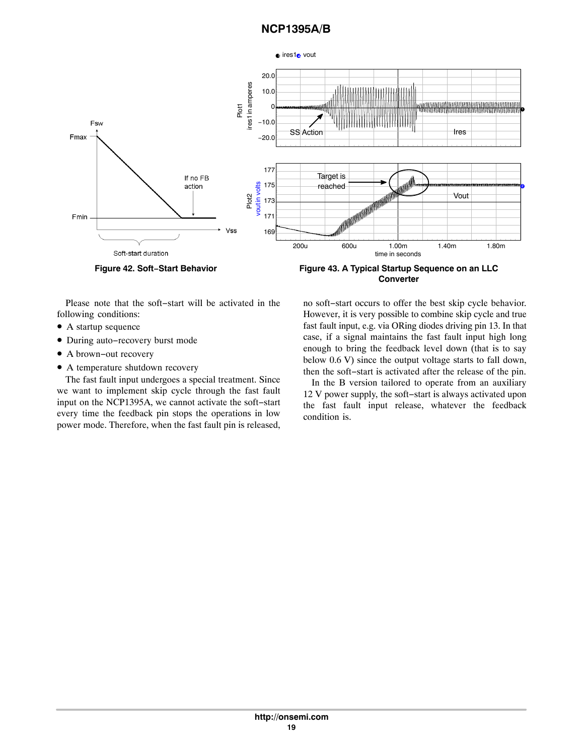Figure 42. Soft−Start Behavior

Figure 43. A Typical Startup Sequence on an LLC Converter

Please note that the soft−start will be activated in the following conditions:

- A startup sequence
- During auto−recovery burst mode
- A brown−out recovery
- A temperature shutdown recovery

The fast fault input undergoes a special treatment. Since we want to implement skip cycle through the fast fault input on the NCP1395A, we cannot activate the soft−start every time the feedback pin stops the operations in low power mode. Therefore, when the fast fault pin is released, no soft−start occurs to offer the best skip cycle behavior. However, it is very possible to combine skip cycle and true fast fault input, e.g. via ORing diodes driving pin 13. In that case, if a signal maintains the fast fault input high long enough to bring the feedback level down (that is to say below 0.6 V) since the output voltage starts to fall down, then the soft−start is activated after the release of the pin.

In the B version tailored to operate from an auxiliary 12 V power supply, the soft−start is always activated upon the fast fault input release, whatever the feedback condition is.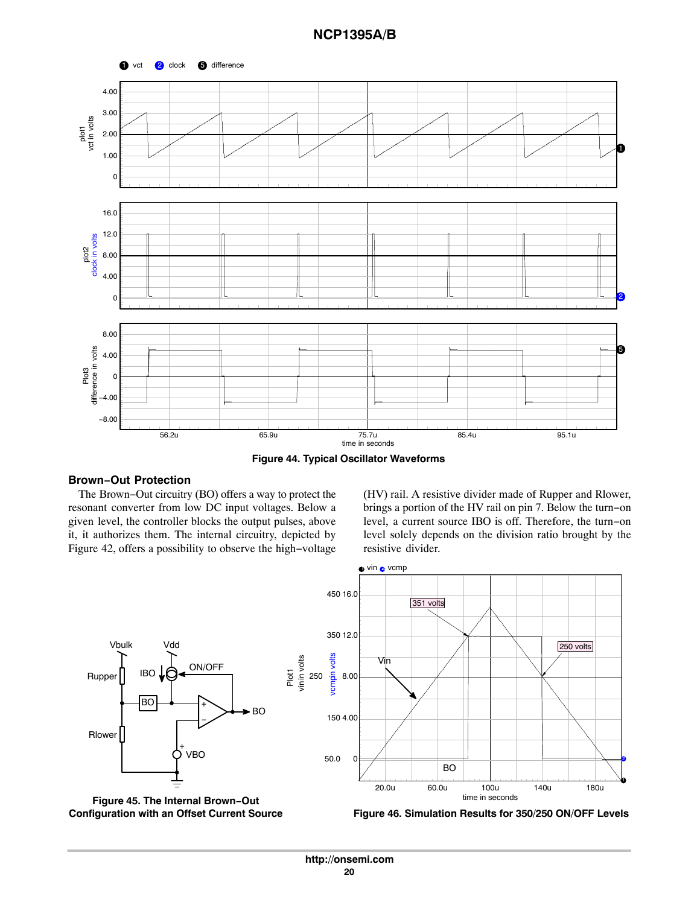**Figure 44. Typical Oscillator Waveforms**

## Brown−Out Protection

The Brown−Out circuitry (BO) offers a way to protect the resonant converter from low DC input voltages. Below a given level, the controller blocks the output pulses, above it, it authorizes them. The internal circuitry, depicted by Figure 42, offers a possibility to observe the high−voltage (HV) rail. A resistive divider made of Rupper and Rlower, brings a portion of the HV rail on pin 7. Below the turn−on level, a current source IBO is off. Therefore, the turn−on level solely depends on the division ratio brought by the resistive divider.

**Figure 45. The Internal Brown−Out Configuration with an Offset Current Source**

**Figure 46. Simulation Results for 350/250 ON/OFF Levels**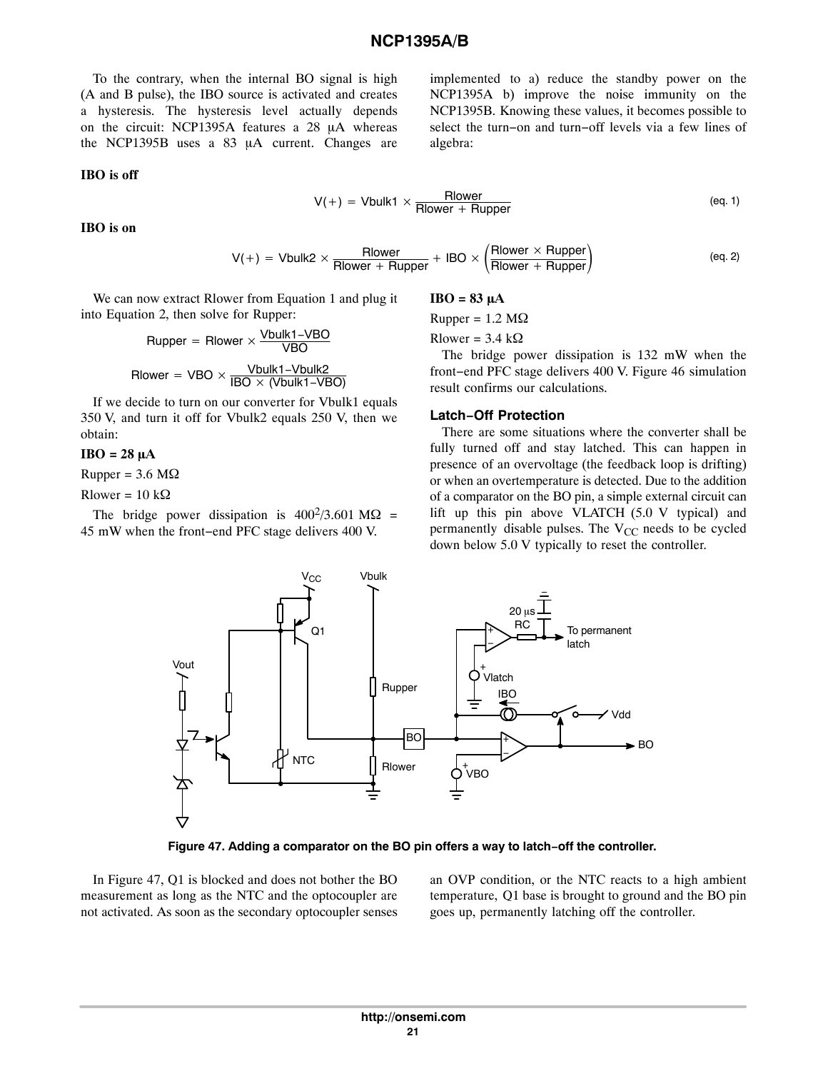To the contrary, when the internal BO signal is high (A and B pulse), the IBO source is activated and creates a hysteresis. The hysteresis level actually depends on the circuit: NCP1395A features a 28 μA whereas the NCP1395B uses a 83 μA current. Changes are implemented to a) reduce the standby power on the NCP1395A b) improve the noise immunity on the NCP1395B. Knowing these values, it becomes possible to select the turn−on and turn−off levels via a few lines of algebra:

**IBO is off**

$$V(+) = Vbulk1 \times \frac{Rlower}{Rlower + Rupper} \quad \text{(eq. 1)}$$

**IBO is on**

$$V(+) = Vbulk2 \times \frac{Rlower}{Rlower + Rupper} + IBO \times \left(\frac{Rlower \times Rupper}{Rlower + Rupper}\right) \quad \text{(eq. 2)}$$

We can now extract Rlower from Equation 1 and plug it into Equation 2, then solve for Rupper:

$$Rupper = Rlower \times \frac{Vbulk1 - VBO}{VBO}$$

$$Rlower = VBO \times \frac{Vbulk1 - Vbulk2}{IBO \times (Vbulk1 - VBO)}$$

If we decide to turn on our converter for Vbulk1 equals 350 V, and turn it off for Vbulk2 equals 250 V, then we obtain:

**IBO = 28 μA**

Rupper = 3.6 MΩ

Rlower = 10 kΩ

The bridge power dissipation is $400^2/3.601$ MΩ = 45 mW when the front−end PFC stage delivers 400 V.

**IBO = 83 μA**

Rupper = 1.2 MΩ

Rlower = 3.4 kΩ

The bridge power dissipation is 132 mW when the front−end PFC stage delivers 400 V. Figure 46 simulation result confirms our calculations.

### Latch−Off Protection

There are some situations where the converter shall be fully turned off and stay latched. This can happen in presence of an overvoltage (the feedback loop is drifting) or when an overtemperature is detected. Due to the addition of a comparator on the BO pin, a simple external circuit can lift up this pin above VLATCH (5.0 V typical) and permanently disable pulses. The $V_{CC}$ needs to be cycled down below 5.0 V typically to reset the controller.

**Figure 47. Adding a comparator on the BO pin offers a way to latch−off the controller.**

In Figure 47, Q1 is blocked and does not bother the BO measurement as long as the NTC and the optocoupler are not activated. As soon as the secondary optocoupler senses an OVP condition, or the NTC reacts to a high ambient temperature, Q1 base is brought to ground and the BO pin goes up, permanently latching off the controller.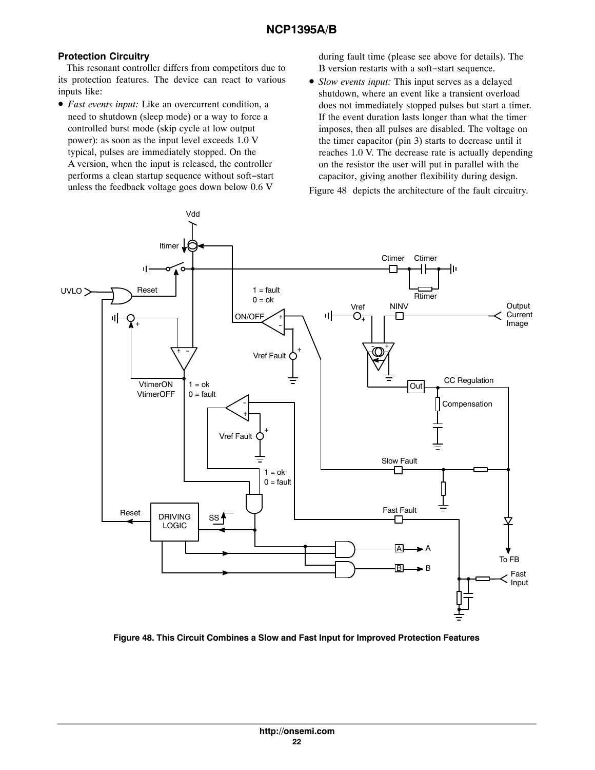### Protection Circuitry

This resonant controller differs from competitors due to its protection features. The device can react to various inputs like:

- *Fast events input:* Like an overcurrent condition, a need to shutdown (sleep mode) or a way to force a controlled burst mode (skip cycle at low output power): as soon as the input level exceeds 1.0 V typical, pulses are immediately stopped. On the A version, when the input is released, the controller performs a clean startup sequence without soft−start unless the feedback voltage goes down below 0.6 V during fault time (please see above for details). The B version restarts with a soft−start sequence.
- *Slow events input:* This input serves as a delayed shutdown, where an event like a transient overload does not immediately stopped pulses but start a timer. If the event duration lasts longer than what the timer imposes, then all pulses are disabled. The voltage on the timer capacitor (pin 3) starts to decrease until it reaches 1.0 V. The decrease rate is actually depending on the resistor the user will put in parallel with the capacitor, giving another flexibility during design.

Figure 48 depicts the architecture of the fault circuitry.

**Figure 48. This Circuit Combines a Slow and Fast Input for Improved Protection Features**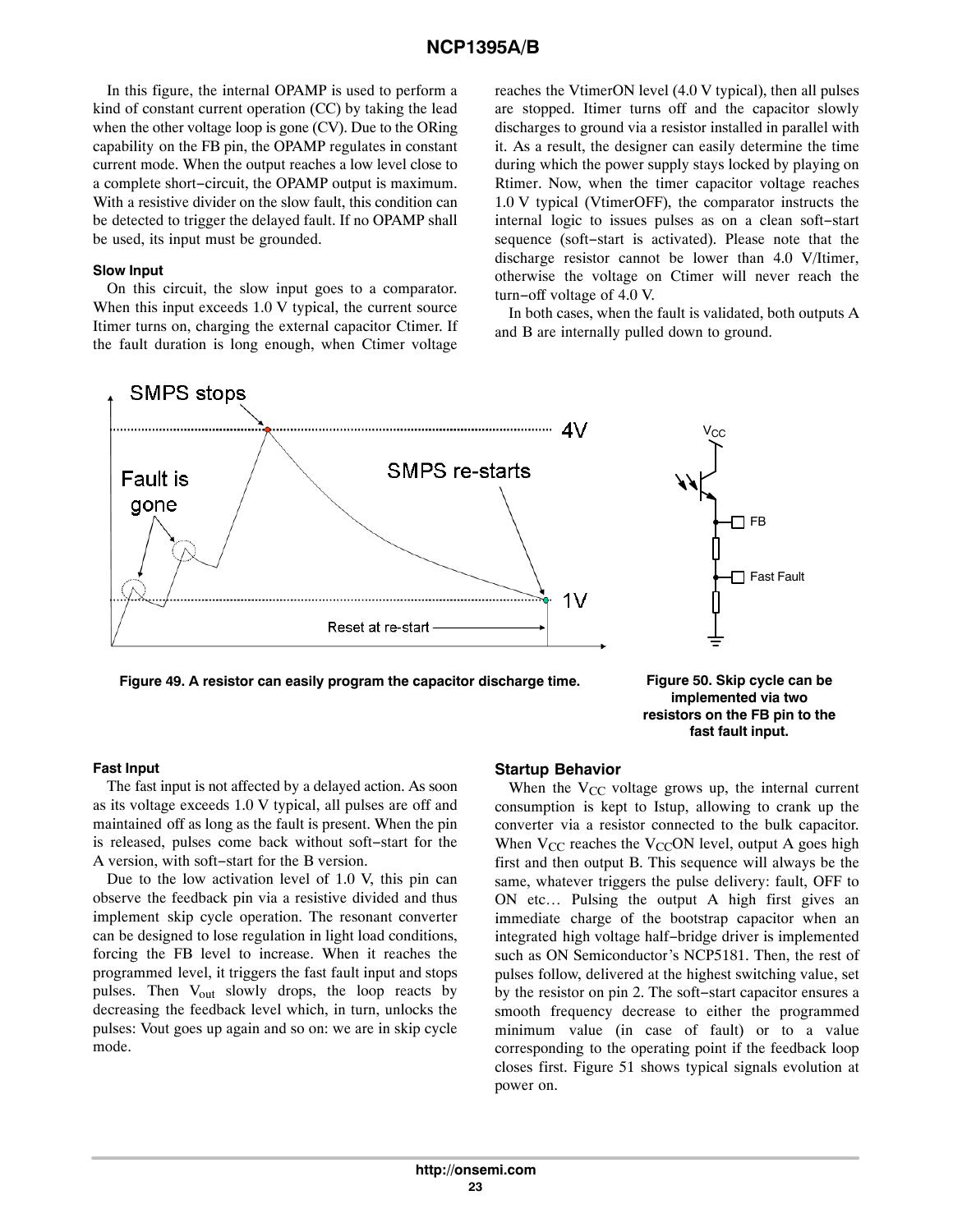In this figure, the internal OPAMP is used to perform a kind of constant current operation (CC) by taking the lead when the other voltage loop is gone (CV). Due to the ORing capability on the FB pin, the OPAMP regulates in constant current mode. When the output reaches a low level close to a complete short−circuit, the OPAMP output is maximum. With a resistive divider on the slow fault, this condition can be detected to trigger the delayed fault. If no OPAMP shall be used, its input must be grounded.

#### Slow Input

On this circuit, the slow input goes to a comparator. When this input exceeds 1.0 V typical, the current source Itimer turns on, charging the external capacitor Ctimer. If the fault duration is long enough, when Ctimer voltage reaches the VtimerON level (4.0 V typical), then all pulses are stopped. Itimer turns off and the capacitor slowly discharges to ground via a resistor installed in parallel with it. As a result, the designer can easily determine the time during which the power supply stays locked by playing on Rtimer. Now, when the timer capacitor voltage reaches 1.0 V typical (VtimerOFF), the comparator instructs the internal logic to issues pulses as on a clean soft−start sequence (soft−start is activated). Please note that the discharge resistor cannot be lower than 4.0 V/Itimer, otherwise the voltage on Ctimer will never reach the turn−off voltage of 4.0 V.

In both cases, when the fault is validated, both outputs A and B are internally pulled down to ground.

**Figure 49. A resistor can easily program the capacitor discharge time.**

**Figure 50. Skip cycle can be implemented via two resistors on the FB pin to the fast fault input.**

#### Fast Input

The fast input is not affected by a delayed action. As soon as its voltage exceeds 1.0 V typical, all pulses are off and maintained off as long as the fault is present. When the pin is released, pulses come back without soft−start for the A version, with soft−start for the B version.

Due to the low activation level of 1.0 V, this pin can observe the feedback pin via a resistive divided and thus implement skip cycle operation. The resonant converter can be designed to lose regulation in light load conditions, forcing the FB level to increase. When it reaches the programmed level, it triggers the fast fault input and stops pulses. Then $V_{out}$ slowly drops, the loop reacts by decreasing the feedback level which, in turn, unlocks the pulses: Vout goes up again and so on: we are in skip cycle mode.

### Startup Behavior

When the $V_{CC}$ voltage grows up, the internal current consumption is kept to Istup, allowing to crank up the converter via a resistor connected to the bulk capacitor. When $V_{CC}$ reaches the $V_{CC}$ON level, output A goes high first and then output B. This sequence will always be the same, whatever triggers the pulse delivery: fault, OFF to ON etc… Pulsing the output A high first gives an immediate charge of the bootstrap capacitor when an integrated high voltage half−bridge driver is implemented such as ON Semiconductor’s NCP5181. Then, the rest of pulses follow, delivered at the highest switching value, set by the resistor on pin 2. The soft−start capacitor ensures a smooth frequency decrease to either the programmed minimum value (in case of fault) or to a value corresponding to the operating point if the feedback loop closes first. Figure 51 shows typical signals evolution at power on.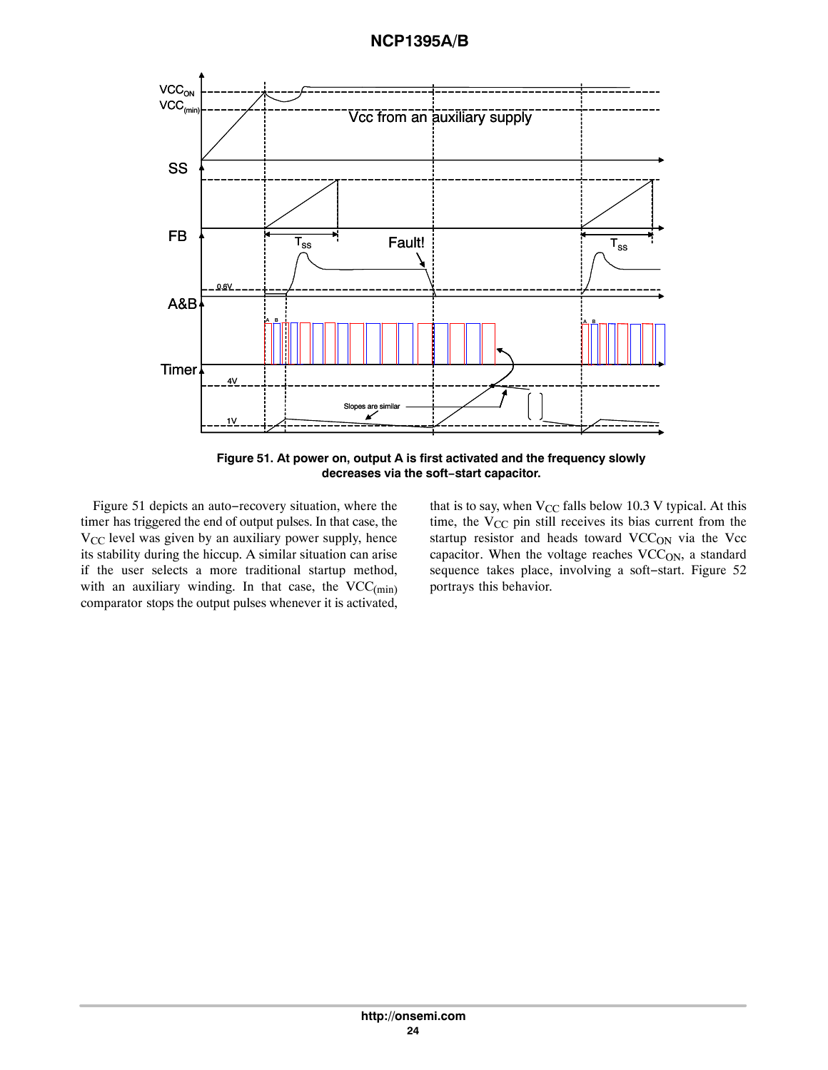Figure 51. At power on, output A is first activated and the frequency slowly decreases via the soft−start capacitor.

Figure 51 depicts an auto−recovery situation, where the timer has triggered the end of output pulses. In that case, the $V_{CC}$ level was given by an auxiliary power supply, hence its stability during the hiccup. A similar situation can arise if the user selects a more traditional startup method, with an auxiliary winding. In that case, the $VCC_{(min)}$ comparator stops the output pulses whenever it is activated, that is to say, when $V_{CC}$ falls below 10.3 V typical. At this time, the $V_{CC}$ pin still receives its bias current from the startup resistor and heads toward $VCC_{ON}$ via the Vcc capacitor. When the voltage reaches $VCC_{ON}$, a standard sequence takes place, involving a soft−start. Figure 52 portrays this behavior.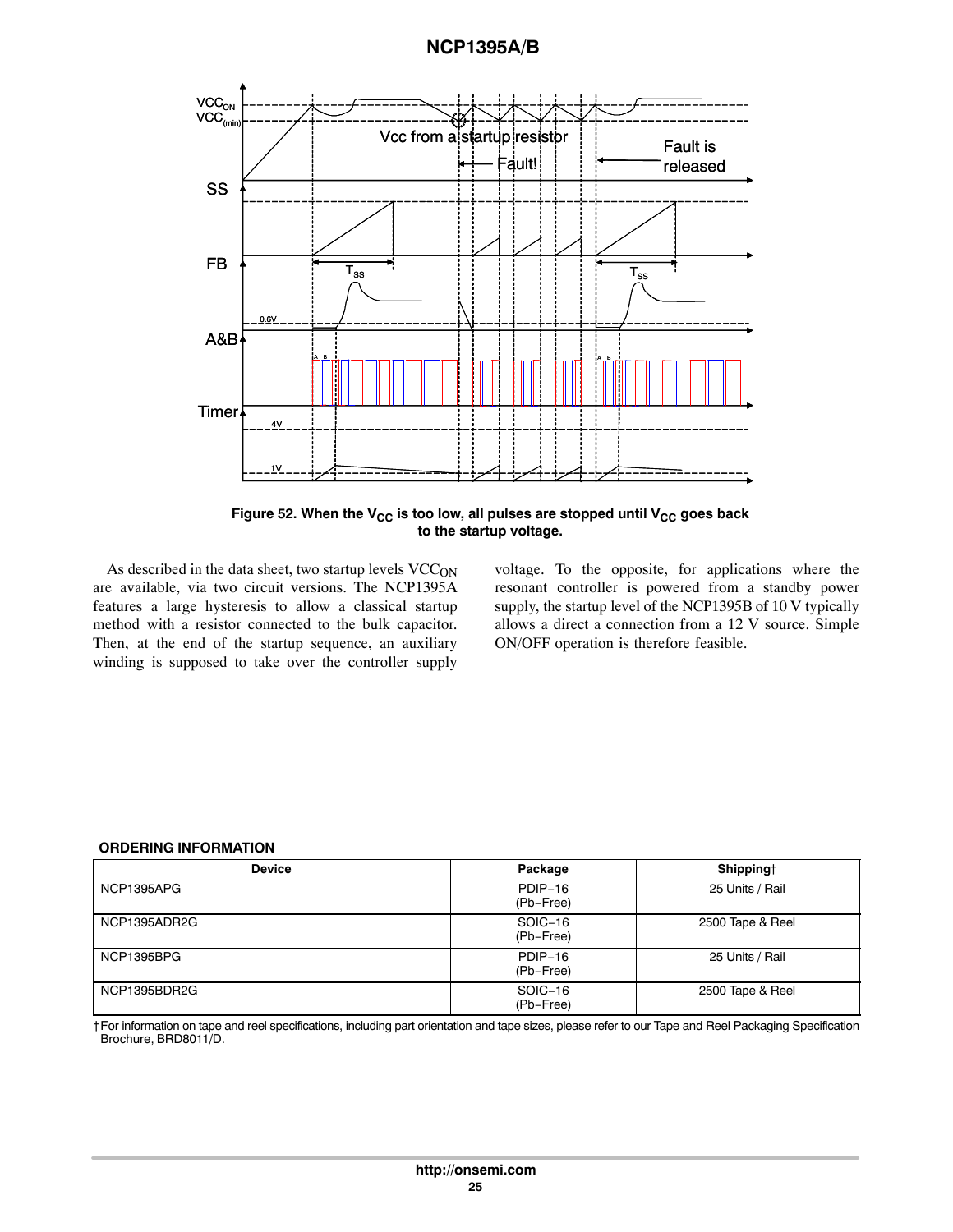Figure 52. When the $V_{CC}$ is too low, all pulses are stopped until $V_{CC}$ goes back to the startup voltage.

As described in the data sheet, two startup levels $VCC_{ON}$ are available, via two circuit versions. The NCP1395A features a large hysteresis to allow a classical startup method with a resistor connected to the bulk capacitor. Then, at the end of the startup sequence, an auxiliary winding is supposed to take over the controller supply voltage. To the opposite, for applications where the resonant controller is powered from a standby power supply, the startup level of the NCP1395B of 10 V typically allows a direct a connection from a 12 V source. Simple ON/OFF operation is therefore feasible.

**ORDERING INFORMATION**

| Device | Package | Shipping† |
| --- | --- | --- |
| NCP1395APG | PDIP−16 (Pb−Free) | 25 Units / Rail |
| NCP1395ADR2G | SOIC−16 (Pb−Free) | 2500 Tape & Reel |
| NCP1395BPG | PDIP−16 (Pb−Free) | 25 Units / Rail |
| NCP1395BDR2G | SOIC−16 (Pb−Free) | 2500 Tape & Reel |

†For information on tape and reel specifications, including part orientation and tape sizes, please refer to our Tape and Reel Packaging Specification Brochure, BRD8011/D.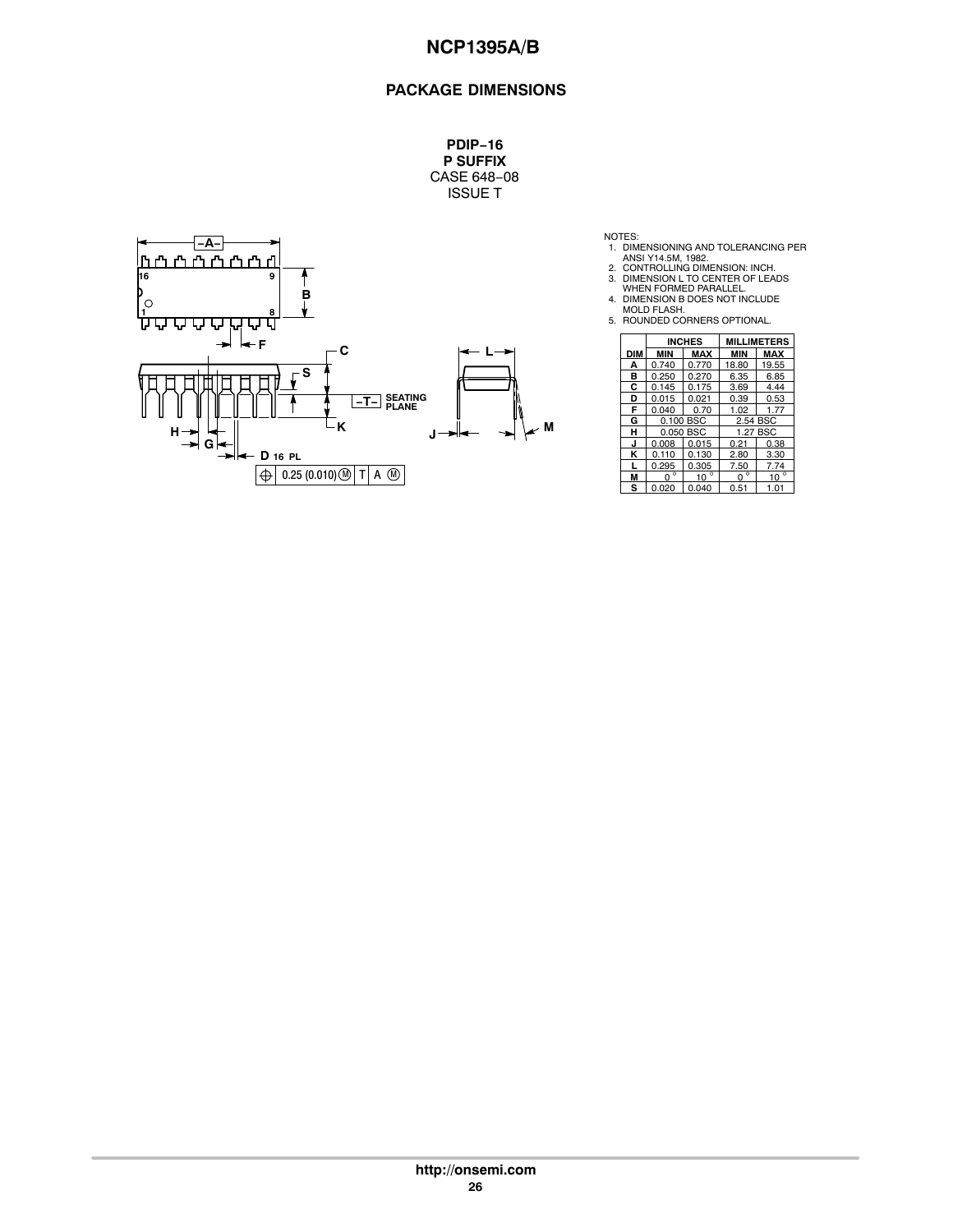## PACKAGE DIMENSIONS

**PDIP−16**
**P SUFFIX**
CASE 648−08
ISSUE T

NOTES:
1. DIMENSIONING AND TOLERANCING PER ANSI Y14.5M, 1982.
2. CONTROLLING DIMENSION: INCH.
3. DIMENSION L TO CENTER OF LEADS WHEN FORMED PARALLEL.
4. DIMENSION B DOES NOT INCLUDE MOLD FLASH.
5. ROUNDED CORNERS OPTIONAL.

| DIM | INCHES | | MILLIMETERS | |
|---|---|---|---|---|
| | MIN | MAX | MIN | MAX |
| A | 0.740 | 0.770 | 18.80 | 19.55 |
| B | 0.250 | 0.270 | 6.35 | 6.85 |
| C | 0.145 | 0.175 | 3.69 | 4.44 |
| D | 0.015 | 0.021 | 0.39 | 0.53 |
| F | 0.040 | 0.70 | 1.02 | 1.77 |
| G | 0.100 BSC | | 2.54 BSC | |
| H | 0.050 BSC | | 1.27 BSC | |
| J | 0.008 | 0.015 | 0.21 | 0.38 |
| K | 0.110 | 0.130 | 2.80 | 3.30 |
| L | 0.295 | 0.305 | 7.50 | 7.74 |
| M | 0° | 10° | 0° | 10° |
| S | 0.020 | 0.040 | 0.51 | 1.01 |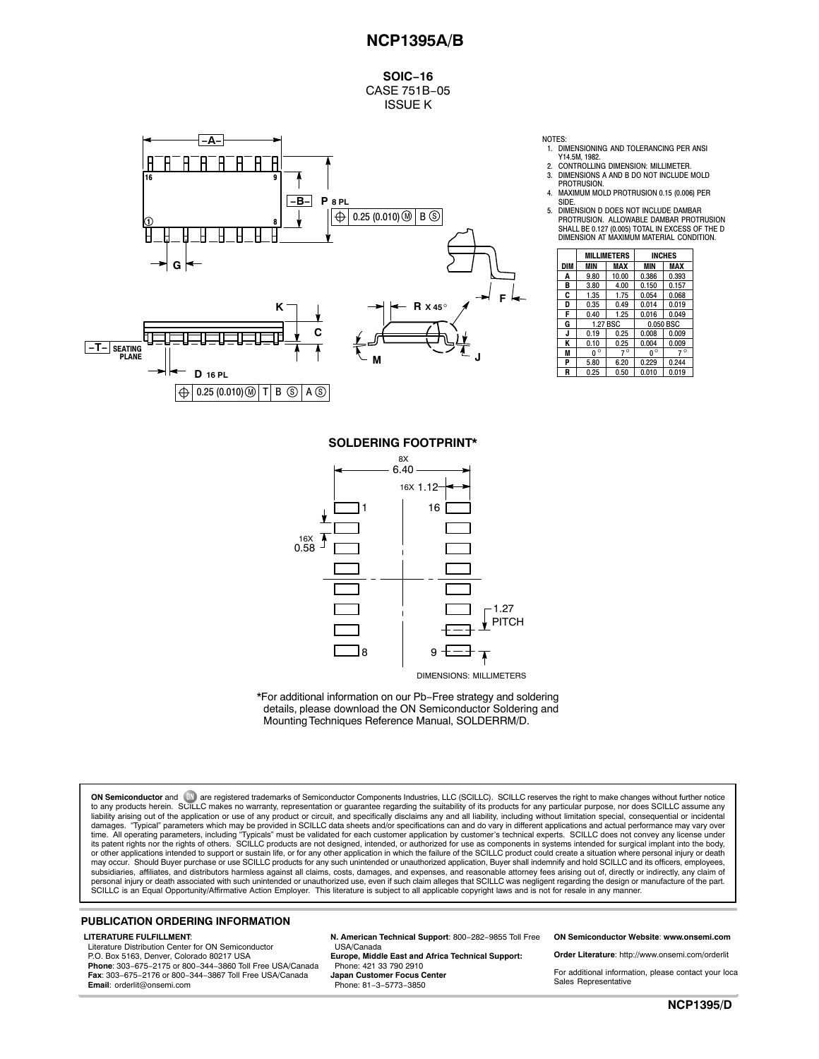## SOIC−16
CASE 751B−05
ISSUE K

−A−
16
9
1
8
−B−
P 8 PL
0.25 (0.010) Ⓜ B Ⓢ
G
F
K
C
−T− SEATING PLANE
D 16 PL
0.25 (0.010) Ⓜ T B Ⓢ A Ⓢ
R X 45°
M
J

NOTES:
1. DIMENSIONING AND TOLERANCING PER ANSI Y14.5M, 1982.
2. CONTROLLING DIMENSION: MILLIMETER.
3. DIMENSIONS A AND B DO NOT INCLUDE MOLD PROTRUSION.
4. MAXIMUM MOLD PROTRUSION 0.15 (0.006) PER SIDE.
5. DIMENSION D DOES NOT INCLUDE DAMBAR PROTRUSION. ALLOWABLE DAMBAR PROTRUSION SHALL BE 0.127 (0.005) TOTAL IN EXCESS OF THE D DIMENSION AT MAXIMUM MATERIAL CONDITION.

| | MILLIMETERS | | INCHES | |
|---|---|---|---|---|
| DIM | MIN | MAX | MIN | MAX |
| A | 9.80 | 10.00 | 0.386 | 0.393 |
| B | 3.80 | 4.00 | 0.150 | 0.157 |
| C | 1.35 | 1.75 | 0.054 | 0.068 |
| D | 0.35 | 0.49 | 0.014 | 0.019 |
| F | 0.40 | 1.25 | 0.016 | 0.049 |
| G | 1.27 BSC | | 0.050 BSC | |
| J | 0.19 | 0.25 | 0.008 | 0.009 |
| K | 0.10 | 0.25 | 0.004 | 0.009 |
| M | 0° | 7° | 0° | 7° |
| P | 5.80 | 6.20 | 0.229 | 0.244 |
| R | 0.25 | 0.50 | 0.010 | 0.019 |

## SOLDERING FOOTPRINT*

8X
6.40
16X 1.12
1
16
16X
0.58
1.27
PITCH
8
9

DIMENSIONS: MILLIMETERS

*For additional information on our Pb−Free strategy and soldering details, please download the ON Semiconductor Soldering and Mounting Techniques Reference Manual, SOLDERRM/D.

**ON Semiconductor** and are registered trademarks of Semiconductor Components Industries, LLC (SCILLC). SCILLC reserves the right to make changes without further notice to any products herein. SCILLC makes no warranty, representation or guarantee regarding the suitability of its products for any particular purpose, nor does SCILLC assume any liability arising out of the application or use of any product or circuit, and specifically disclaims any and all liability, including without limitation special, consequential or incidental damages. "Typical" parameters which may be provided in SCILLC data sheets and/or specifications can and do vary in different applications and actual performance may vary over time. All operating parameters, including "Typicals" must be validated for each customer application by customer's technical experts. SCILLC does not convey any license under its patent rights nor the rights of others. SCILLC products are not designed, intended, or authorized for use as components in systems intended for surgical implant into the body, or other applications intended to support or sustain life, or for any other application in which the failure of the SCILLC product could create a situation where personal injury or death may occur. Should Buyer purchase or use SCILLC products for any such unintended or unauthorized application, Buyer shall indemnify and hold SCILLC and its officers, employees, subsidiaries, affiliates, and distributors harmless against all claims, costs, damages, and expenses, and reasonable attorney fees arising out of, directly or indirectly, any claim of personal injury or death associated with such unintended or unauthorized use, even if such claim alleges that SCILLC was negligent regarding the design or manufacture of the part. SCILLC is an Equal Opportunity/Affirmative Action Employer. This literature is subject to all applicable copyright laws and is not for resale in any manner.

### PUBLICATION ORDERING INFORMATION

**LITERATURE FULFILLMENT**:
Literature Distribution Center for ON Semiconductor
P.O. Box 5163, Denver, Colorado 80217 USA
**Phone**: 303−675−2175 or 800−344−3860 Toll Free USA/Canada
**Fax**: 303−675−2176 or 800−344−3867 Toll Free USA/Canada
**Email**: orderlit@onsemi.com

**N. American Technical Support**: 800−282−9855 Toll Free USA/Canada
**Europe, Middle East and Africa Technical Support:**
Phone: 421 33 790 2910
**Japan Customer Focus Center**
Phone: 81−3−5773−3850

**ON Semiconductor Website**: **www.onsemi.com**

**Order Literature**: http://www.onsemi.com/orderlit

For additional information, please contact your loca Sales Representative

**NCP1395/D**